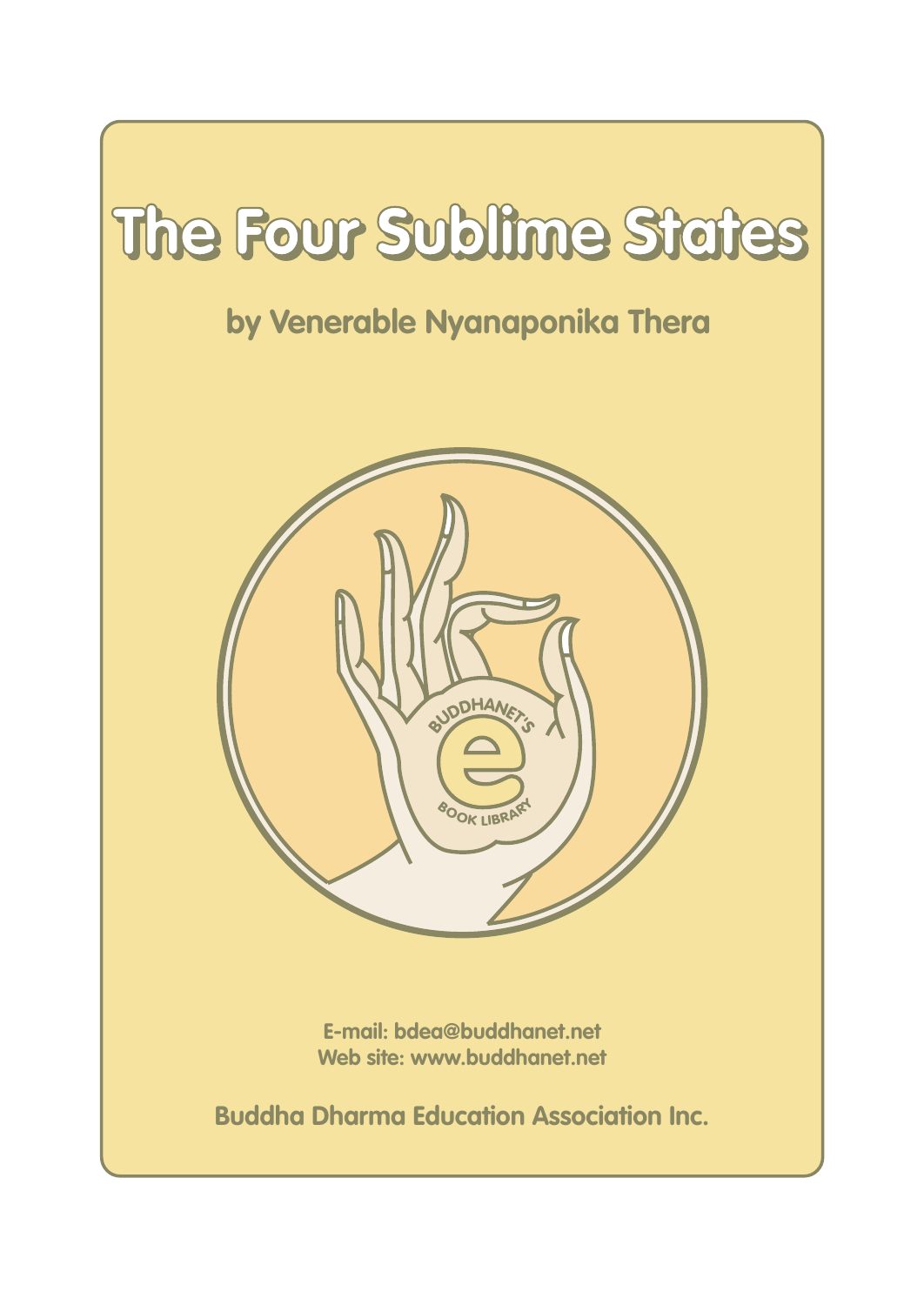# The Four Sublime States

**by Venerable Nyanaponika Thera**

E-mail: bdea@buddhanet.net
Web site: www.buddhanet.net

**Buddha Dharma Education Association Inc.**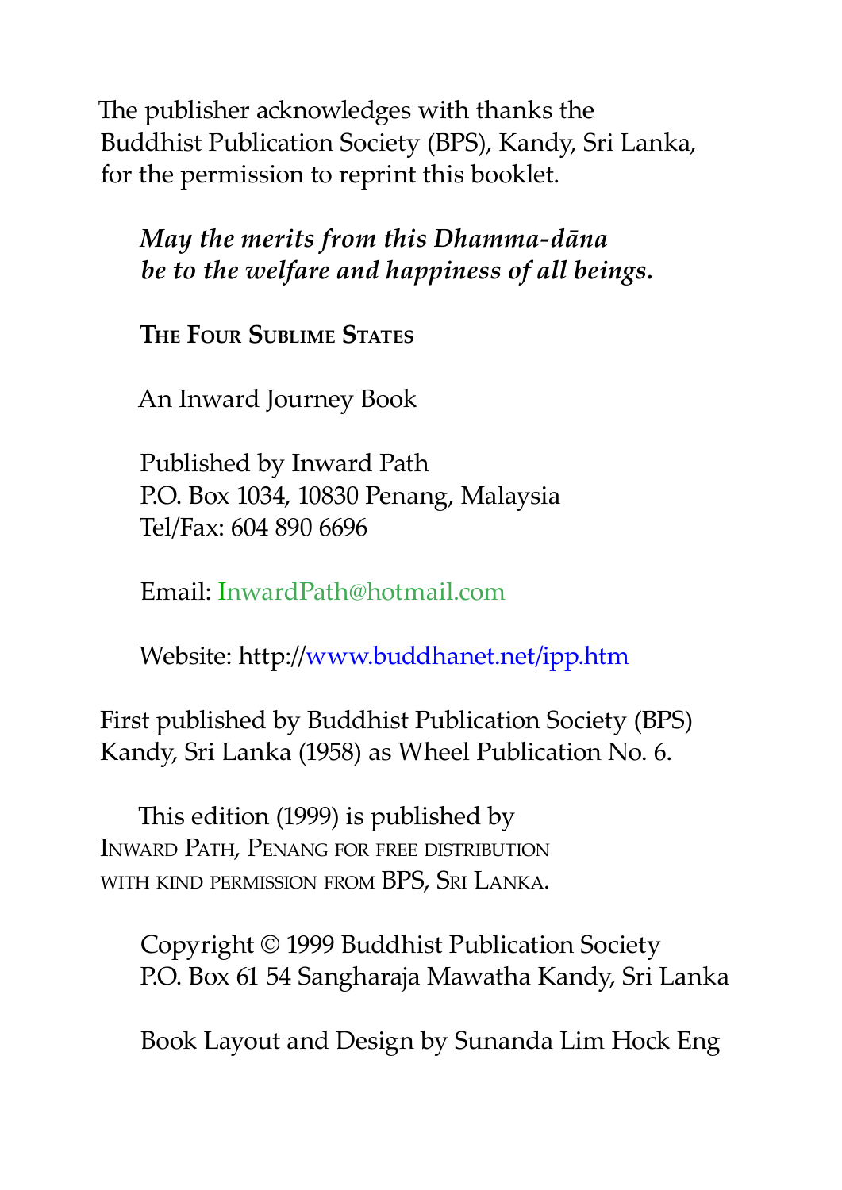The publisher acknowledges with thanks the Buddhist Publication Society (BPS), Kandy, Sri Lanka, for the permission to reprint this booklet.

***May the merits from this Dhamma-dāna be to the welfare and happiness of all beings.***

**The Four Sublime States**

An Inward Journey Book

Published by Inward Path
P.O. Box 1034, 10830 Penang, Malaysia
Tel/Fax: 604 890 6696

Email: InwardPath@hotmail.com

Website: http://www.buddhanet.net/ipp.htm

First published by Buddhist Publication Society (BPS) Kandy, Sri Lanka (1958) as Wheel Publication No. 6.

This edition (1999) is published by Inward Path, Penang for free distribution with kind permission from BPS, Sri Lanka.

Copyright © 1999 Buddhist Publication Society
P.O. Box 61 54 Sangharaja Mawatha Kandy, Sri Lanka

Book Layout and Design by Sunanda Lim Hock Eng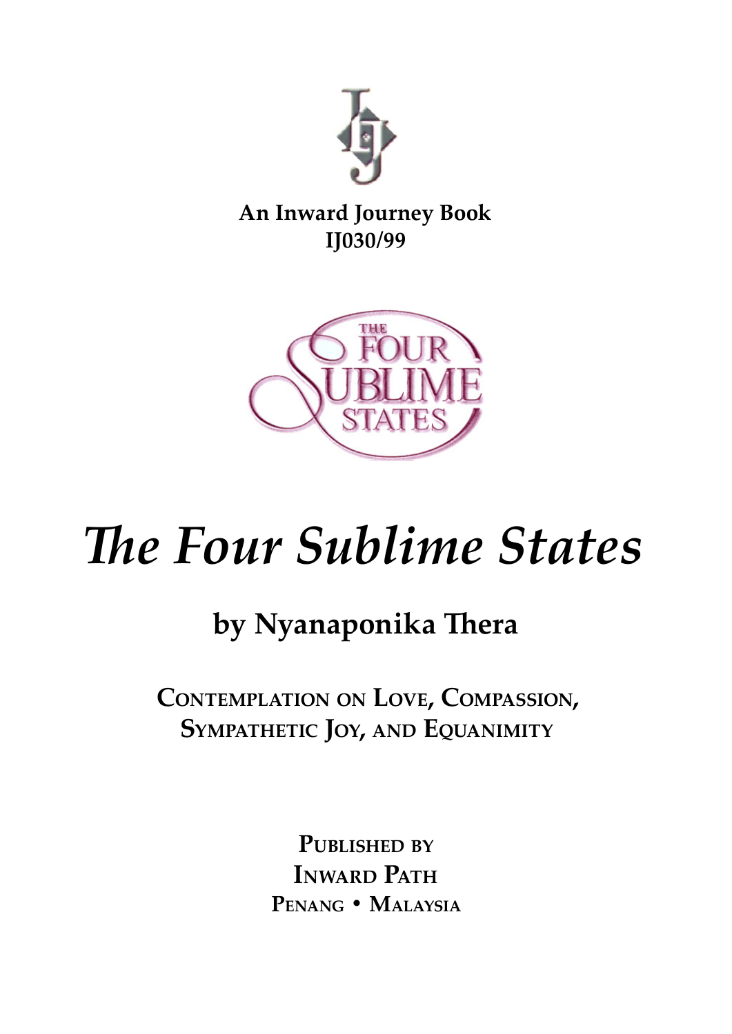**An Inward Journey Book**
**IJ030/99**

# *The Four Sublime States*

## by Nyanaponika Thera

**CONTEMPLATION ON LOVE, COMPASSION, SYMPATHETIC JOY, AND EQUANIMITY**

**PUBLISHED BY**
**INWARD PATH**
**PENANG • MALAYSIA**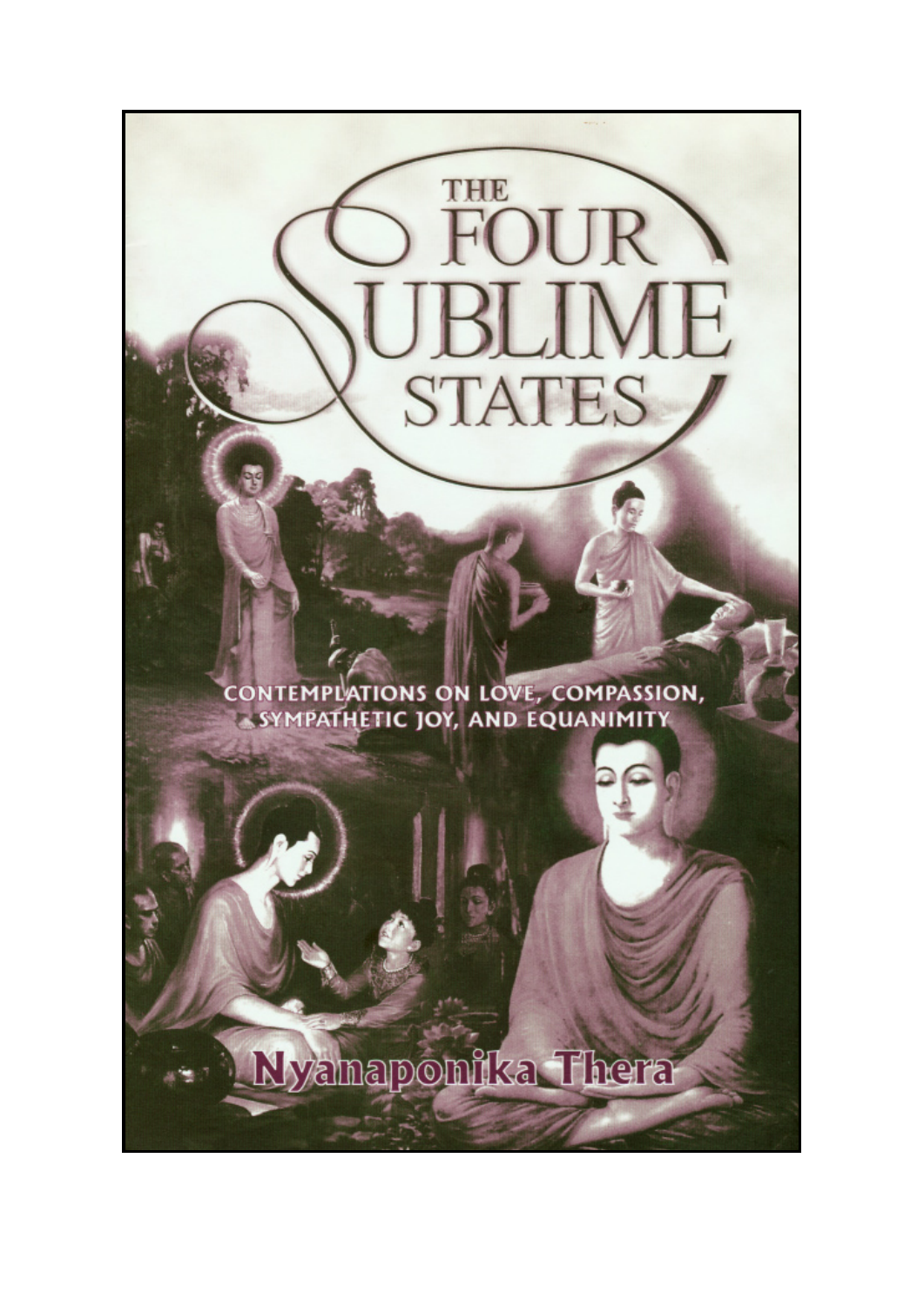# THE FOUR SUBLIME STATES

CONTEMPLATIONS ON LOVE, COMPASSION, SYMPATHETIC JOY, AND EQUANIMITY

**Nyanaponika Thera**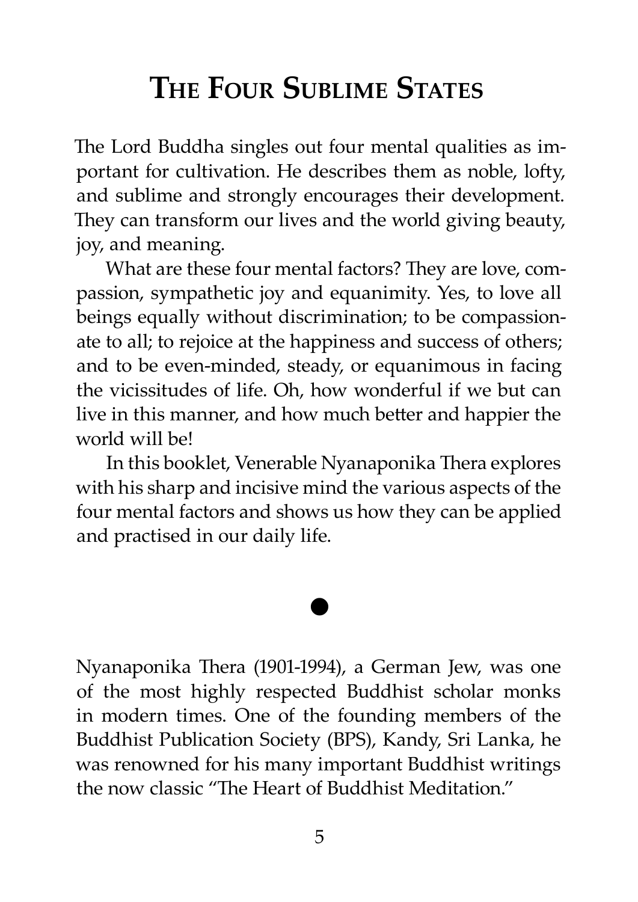# The Four Sublime States

The Lord Buddha singles out four mental qualities as important for cultivation. He describes them as noble, lofty, and sublime and strongly encourages their development. They can transform our lives and the world giving beauty, joy, and meaning.

What are these four mental factors? They are love, compassion, sympathetic joy and equanimity. Yes, to love all beings equally without discrimination; to be compassionate to all; to rejoice at the happiness and success of others; and to be even-minded, steady, or equanimous in facing the vicissitudes of life. Oh, how wonderful if we but can live in this manner, and how much better and happier the world will be!

In this booklet, Venerable Nyanaponika Thera explores with his sharp and incisive mind the various aspects of the four mental factors and shows us how they can be applied and practised in our daily life.

●

Nyanaponika Thera (1901-1994), a German Jew, was one of the most highly respected Buddhist scholar monks in modern times. One of the founding members of the Buddhist Publication Society (BPS), Kandy, Sri Lanka, he was renowned for his many important Buddhist writings the now classic "The Heart of Buddhist Meditation."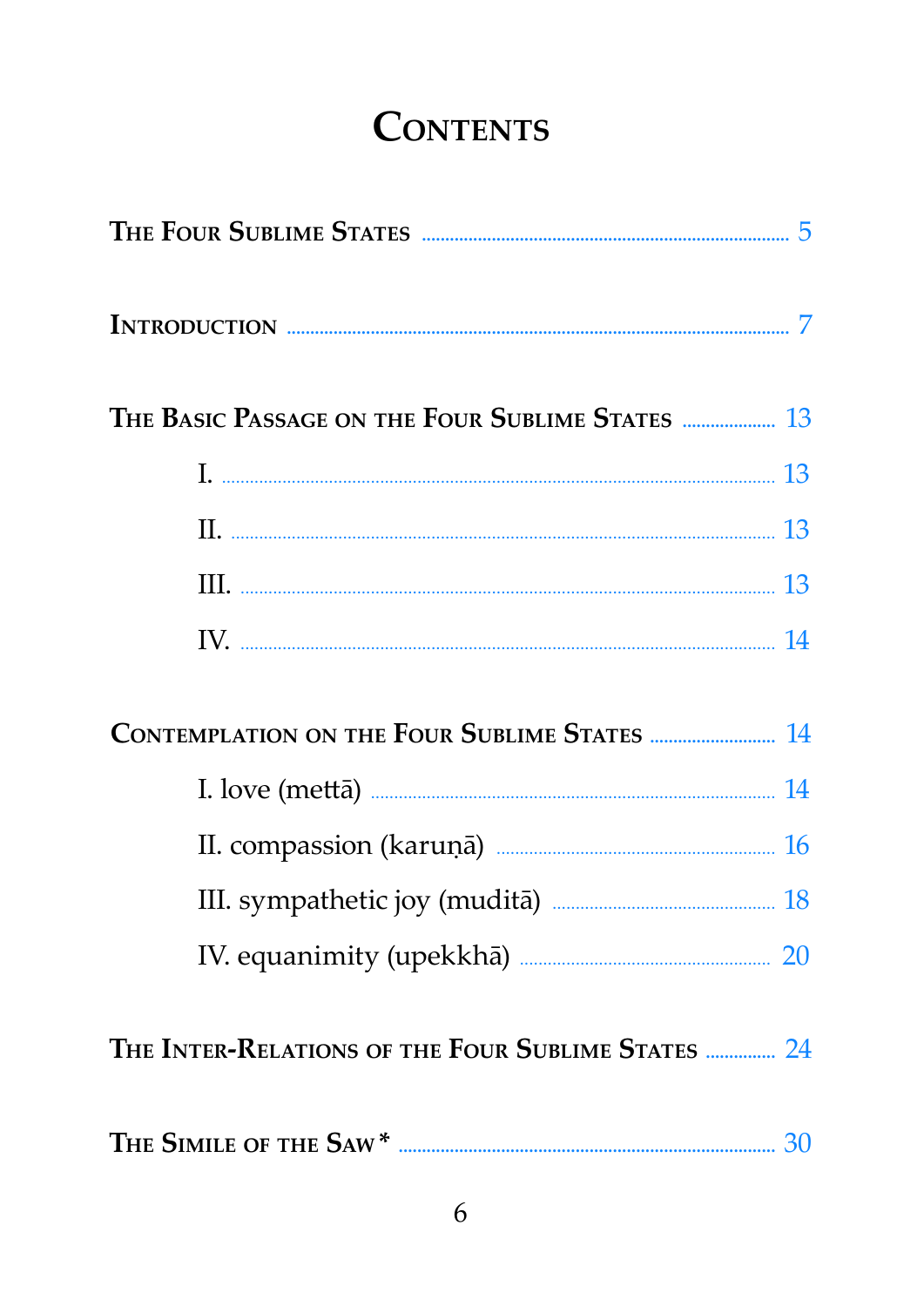# Contents

The Four Sublime States ........ 5

Introduction ........ 7

The Basic Passage on the Four Sublime States ........ 13

- I. ........ 13
- II. ........ 13
- III. ........ 13
- IV. ........ 14

Contemplation on the Four Sublime States ........ 14

- I. love (mettā) ........ 14
- II. compassion (karuṇā) ........ 16
- III. sympathetic joy (muditā) ........ 18
- IV. equanimity (upekkhā) ........ 20

The Inter-Relations of the Four Sublime States ........ 24

The Simile of the Saw* ........ 30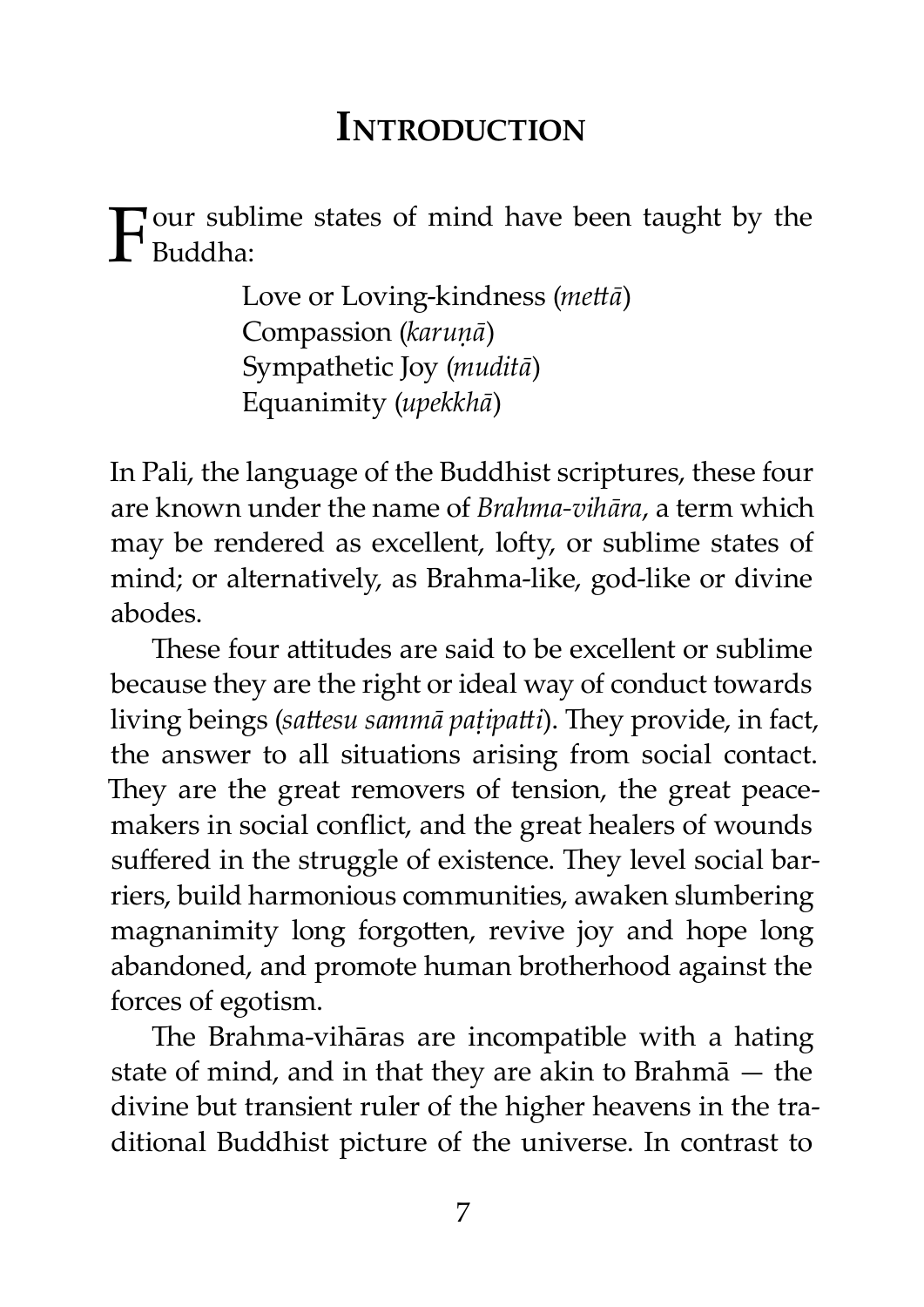# Introduction

Four sublime states of mind have been taught by the Buddha:

> Love or Loving-kindness (*mettā*)
> Compassion (*karuṇā*)
> Sympathetic Joy (*muditā*)
> Equanimity (*upekkhā*)

In Pali, the language of the Buddhist scriptures, these four are known under the name of *Brahma-vihāra*, a term which may be rendered as excellent, lofty, or sublime states of mind; or alternatively, as Brahma-like, god-like or divine abodes.

These four attitudes are said to be excellent or sublime because they are the right or ideal way of conduct towards living beings (*sattesu sammā paṭipatti*). They provide, in fact, the answer to all situations arising from social contact. They are the great removers of tension, the great peace-makers in social conflict, and the great healers of wounds suffered in the struggle of existence. They level social barriers, build harmonious communities, awaken slumbering magnanimity long forgotten, revive joy and hope long abandoned, and promote human brotherhood against the forces of egotism.

The Brahma-vihāras are incompatible with a hating state of mind, and in that they are akin to Brahmā — the divine but transient ruler of the higher heavens in the traditional Buddhist picture of the universe. In contrast to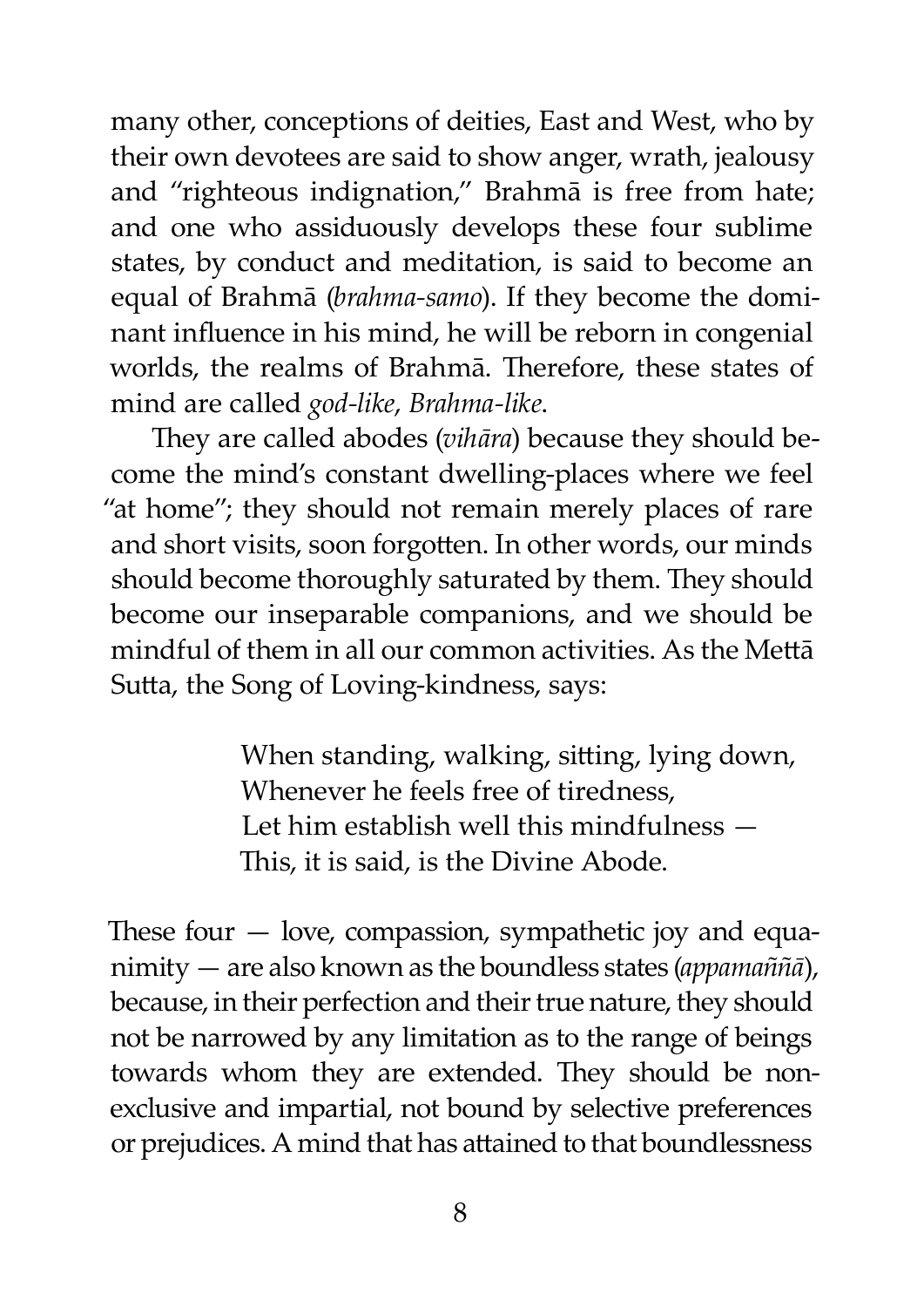many other, conceptions of deities, East and West, who by their own devotees are said to show anger, wrath, jealousy and "righteous indignation," Brahmā is free from hate; and one who assiduously develops these four sublime states, by conduct and meditation, is said to become an equal of Brahmā (*brahma-samo*). If they become the dominant influence in his mind, he will be reborn in congenial worlds, the realms of Brahmā. Therefore, these states of mind are called *god-like*, *Brahma-like*.

They are called abodes (*vihāra*) because they should become the mind's constant dwelling-places where we feel "at home"; they should not remain merely places of rare and short visits, soon forgotten. In other words, our minds should become thoroughly saturated by them. They should become our inseparable companions, and we should be mindful of them in all our common activities. As the Mettā Sutta, the Song of Loving-kindness, says:

> When standing, walking, sitting, lying down,
> Whenever he feels free of tiredness,
> Let him establish well this mindfulness —
> This, it is said, is the Divine Abode.

These four — love, compassion, sympathetic joy and equanimity — are also known as the boundless states (*appamaññā*), because, in their perfection and their true nature, they should not be narrowed by any limitation as to the range of beings towards whom they are extended. They should be non-exclusive and impartial, not bound by selective preferences or prejudices. A mind that has attained to that boundlessness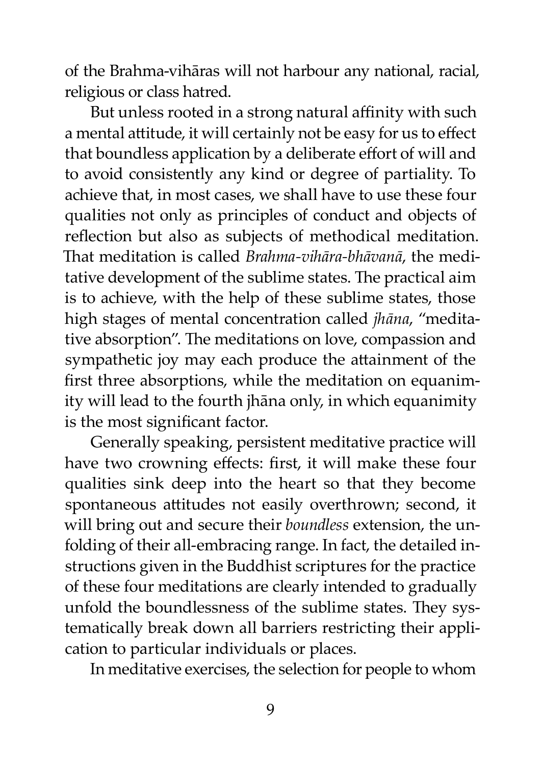of the Brahma-vihāras will not harbour any national, racial, religious or class hatred.

But unless rooted in a strong natural affinity with such a mental attitude, it will certainly not be easy for us to effect that boundless application by a deliberate effort of will and to avoid consistently any kind or degree of partiality. To achieve that, in most cases, we shall have to use these four qualities not only as principles of conduct and objects of reflection but also as subjects of methodical meditation. That meditation is called *Brahma-vihāra-bhāvanā*, the meditative development of the sublime states. The practical aim is to achieve, with the help of these sublime states, those high stages of mental concentration called *jhāna*, "meditative absorption". The meditations on love, compassion and sympathetic joy may each produce the attainment of the first three absorptions, while the meditation on equanimity will lead to the fourth jhāna only, in which equanimity is the most significant factor.

Generally speaking, persistent meditative practice will have two crowning effects: first, it will make these four qualities sink deep into the heart so that they become spontaneous attitudes not easily overthrown; second, it will bring out and secure their *boundless* extension, the unfolding of their all-embracing range. In fact, the detailed instructions given in the Buddhist scriptures for the practice of these four meditations are clearly intended to gradually unfold the boundlessness of the sublime states. They systematically break down all barriers restricting their application to particular individuals or places.

In meditative exercises, the selection for people to whom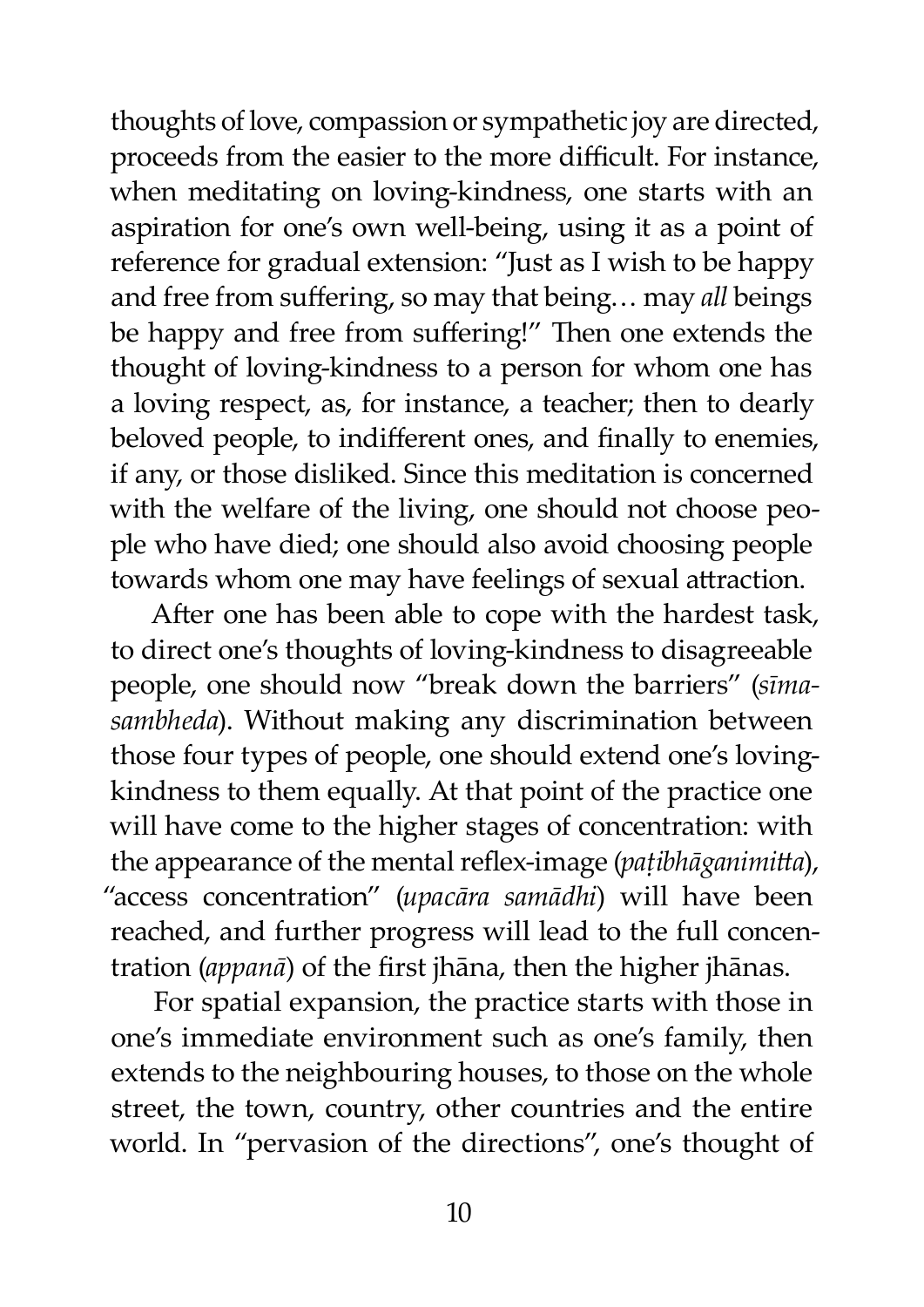thoughts of love, compassion or sympathetic joy are directed, proceeds from the easier to the more difficult. For instance, when meditating on loving-kindness, one starts with an aspiration for one's own well-being, using it as a point of reference for gradual extension: "Just as I wish to be happy and free from suffering, so may that being… may *all* beings be happy and free from suffering!" Then one extends the thought of loving-kindness to a person for whom one has a loving respect, as, for instance, a teacher; then to dearly beloved people, to indifferent ones, and finally to enemies, if any, or those disliked. Since this meditation is concerned with the welfare of the living, one should not choose people who have died; one should also avoid choosing people towards whom one may have feelings of sexual attraction.

After one has been able to cope with the hardest task, to direct one's thoughts of loving-kindness to disagreeable people, one should now "break down the barriers" (*sīmasambheda*). Without making any discrimination between those four types of people, one should extend one's loving-kindness to them equally. At that point of the practice one will have come to the higher stages of concentration: with the appearance of the mental reflex-image (*paṭibhāganimitta*), "access concentration" (*upacāra samādhi*) will have been reached, and further progress will lead to the full concentration (*appanā*) of the first jhāna, then the higher jhānas.

For spatial expansion, the practice starts with those in one's immediate environment such as one's family, then extends to the neighbouring houses, to those on the whole street, the town, country, other countries and the entire world. In "pervasion of the directions", one's thought of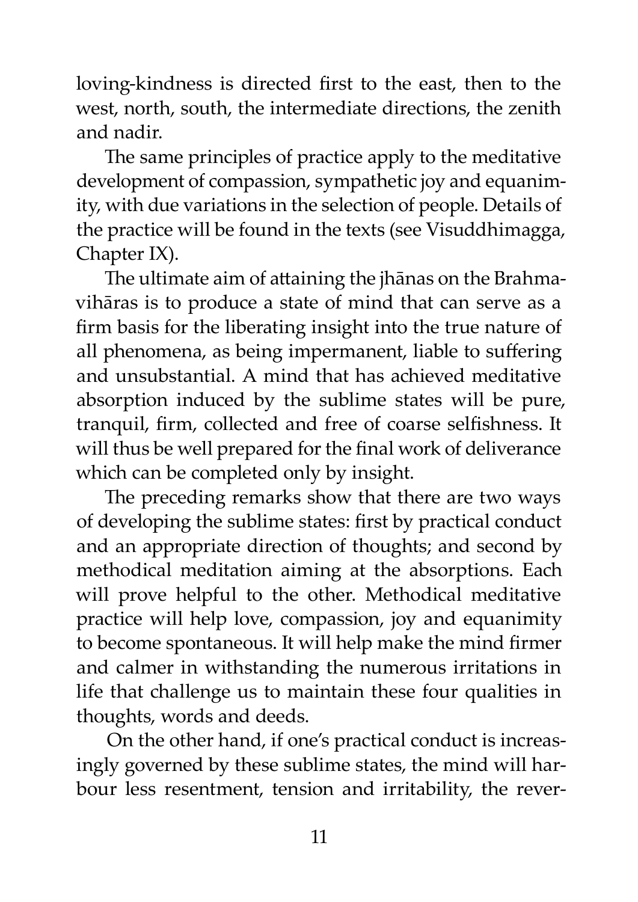loving-kindness is directed first to the east, then to the west, north, south, the intermediate directions, the zenith and nadir.

The same principles of practice apply to the meditative development of compassion, sympathetic joy and equanimity, with due variations in the selection of people. Details of the practice will be found in the texts (see Visuddhimagga, Chapter IX).

The ultimate aim of attaining the jhānas on the Brahmavihāras is to produce a state of mind that can serve as a firm basis for the liberating insight into the true nature of all phenomena, as being impermanent, liable to suffering and unsubstantial. A mind that has achieved meditative absorption induced by the sublime states will be pure, tranquil, firm, collected and free of coarse selfishness. It will thus be well prepared for the final work of deliverance which can be completed only by insight.

The preceding remarks show that there are two ways of developing the sublime states: first by practical conduct and an appropriate direction of thoughts; and second by methodical meditation aiming at the absorptions. Each will prove helpful to the other. Methodical meditative practice will help love, compassion, joy and equanimity to become spontaneous. It will help make the mind firmer and calmer in withstanding the numerous irritations in life that challenge us to maintain these four qualities in thoughts, words and deeds.

On the other hand, if one's practical conduct is increasingly governed by these sublime states, the mind will harbour less resentment, tension and irritability, the rever-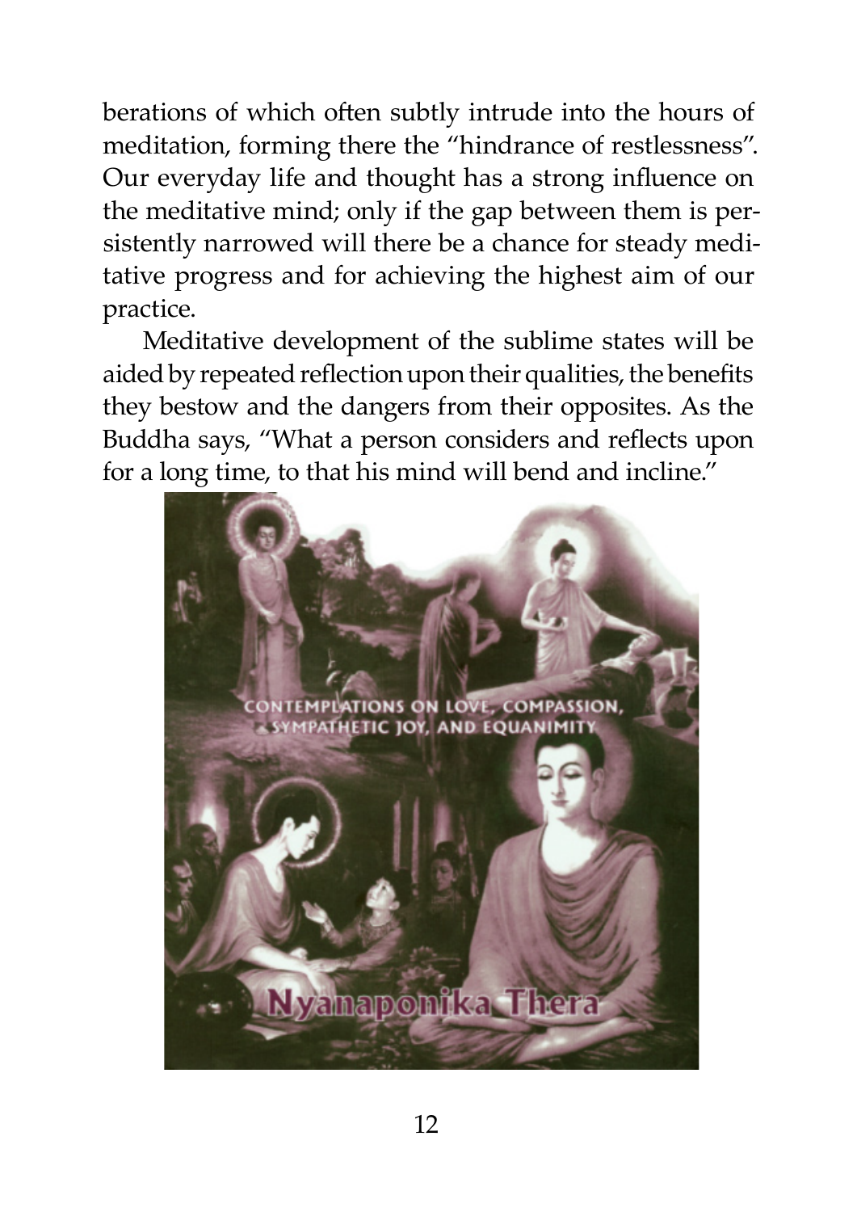berations of which often subtly intrude into the hours of meditation, forming there the "hindrance of restlessness". Our everyday life and thought has a strong influence on the meditative mind; only if the gap between them is persistently narrowed will there be a chance for steady meditative progress and for achieving the highest aim of our practice.

Meditative development of the sublime states will be aided by repeated reflection upon their qualities, the benefits they bestow and the dangers from their opposites. As the Buddha says, "What a person considers and reflects upon for a long time, to that his mind will bend and incline."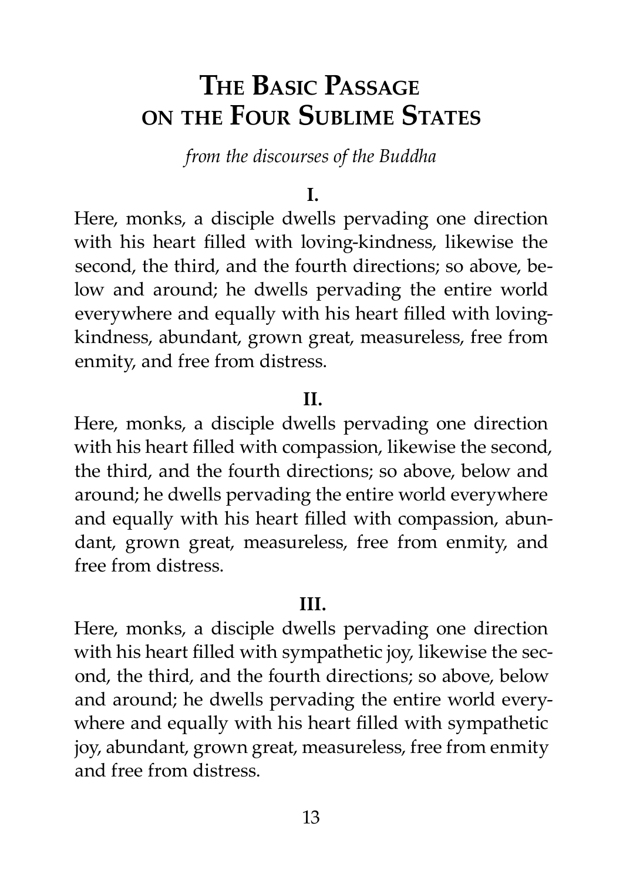# The Basic Passage on the Four Sublime States

*from the discourses of the Buddha*

**I.**

Here, monks, a disciple dwells pervading one direction with his heart filled with loving-kindness, likewise the second, the third, and the fourth directions; so above, below and around; he dwells pervading the entire world everywhere and equally with his heart filled with loving-kindness, abundant, grown great, measureless, free from enmity, and free from distress.

**II.**

Here, monks, a disciple dwells pervading one direction with his heart filled with compassion, likewise the second, the third, and the fourth directions; so above, below and around; he dwells pervading the entire world everywhere and equally with his heart filled with compassion, abundant, grown great, measureless, free from enmity, and free from distress.

**III.**

Here, monks, a disciple dwells pervading one direction with his heart filled with sympathetic joy, likewise the second, the third, and the fourth directions; so above, below and around; he dwells pervading the entire world everywhere and equally with his heart filled with sympathetic joy, abundant, grown great, measureless, free from enmity and free from distress.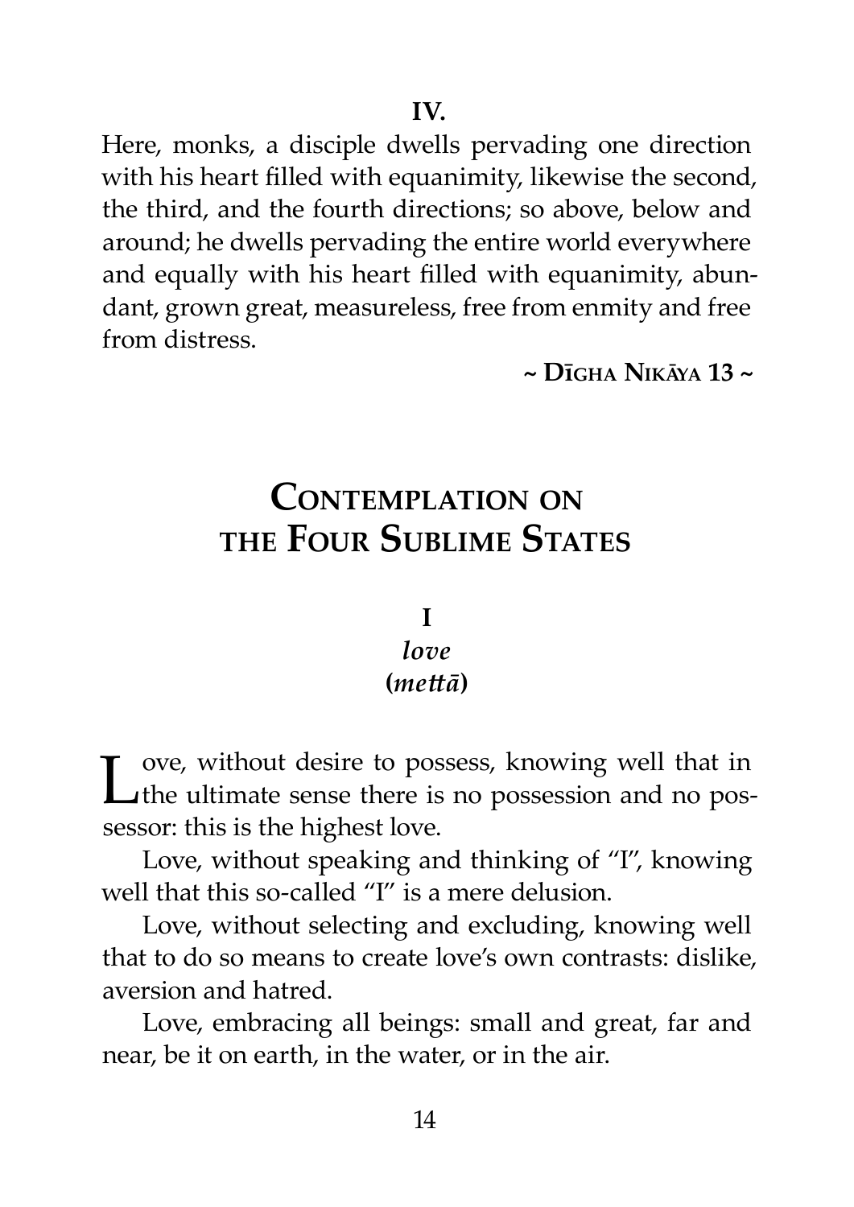**IV.**

Here, monks, a disciple dwells pervading one direction with his heart filled with equanimity, likewise the second, the third, and the fourth directions; so above, below and around; he dwells pervading the entire world everywhere and equally with his heart filled with equanimity, abundant, grown great, measureless, free from enmity and free from distress.

~ **Dīgha Nikāya 13** ~

# Contemplation on the Four Sublime States

## I
### *love*
### **(*mettā*)**

Love, without desire to possess, knowing well that in the ultimate sense there is no possession and no possessor: this is the highest love.

Love, without speaking and thinking of "I", knowing well that this so-called "I" is a mere delusion.

Love, without selecting and excluding, knowing well that to do so means to create love's own contrasts: dislike, aversion and hatred.

Love, embracing all beings: small and great, far and near, be it on earth, in the water, or in the air.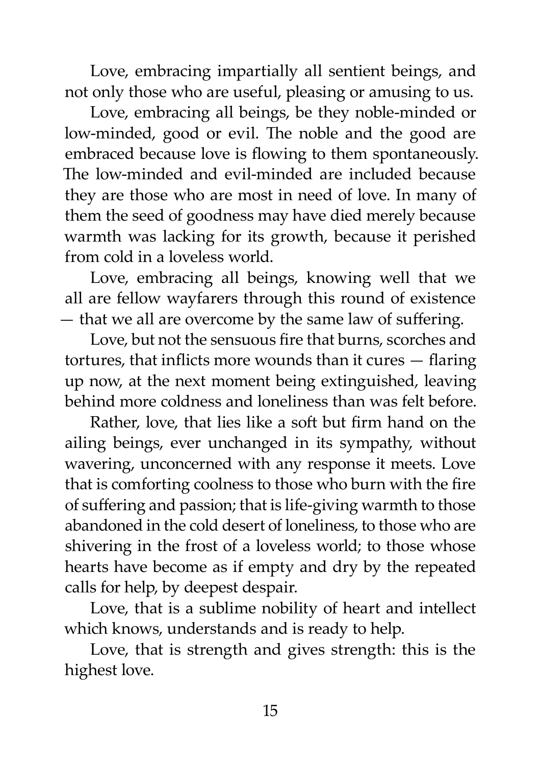Love, embracing impartially all sentient beings, and not only those who are useful, pleasing or amusing to us.

Love, embracing all beings, be they noble-minded or low-minded, good or evil. The noble and the good are embraced because love is flowing to them spontaneously. The low-minded and evil-minded are included because they are those who are most in need of love. In many of them the seed of goodness may have died merely because warmth was lacking for its growth, because it perished from cold in a loveless world.

Love, embracing all beings, knowing well that we all are fellow wayfarers through this round of existence — that we all are overcome by the same law of suffering.

Love, but not the sensuous fire that burns, scorches and tortures, that inflicts more wounds than it cures — flaring up now, at the next moment being extinguished, leaving behind more coldness and loneliness than was felt before.

Rather, love, that lies like a soft but firm hand on the ailing beings, ever unchanged in its sympathy, without wavering, unconcerned with any response it meets. Love that is comforting coolness to those who burn with the fire of suffering and passion; that is life-giving warmth to those abandoned in the cold desert of loneliness, to those who are shivering in the frost of a loveless world; to those whose hearts have become as if empty and dry by the repeated calls for help, by deepest despair.

Love, that is a sublime nobility of heart and intellect which knows, understands and is ready to help.

Love, that is strength and gives strength: this is the highest love.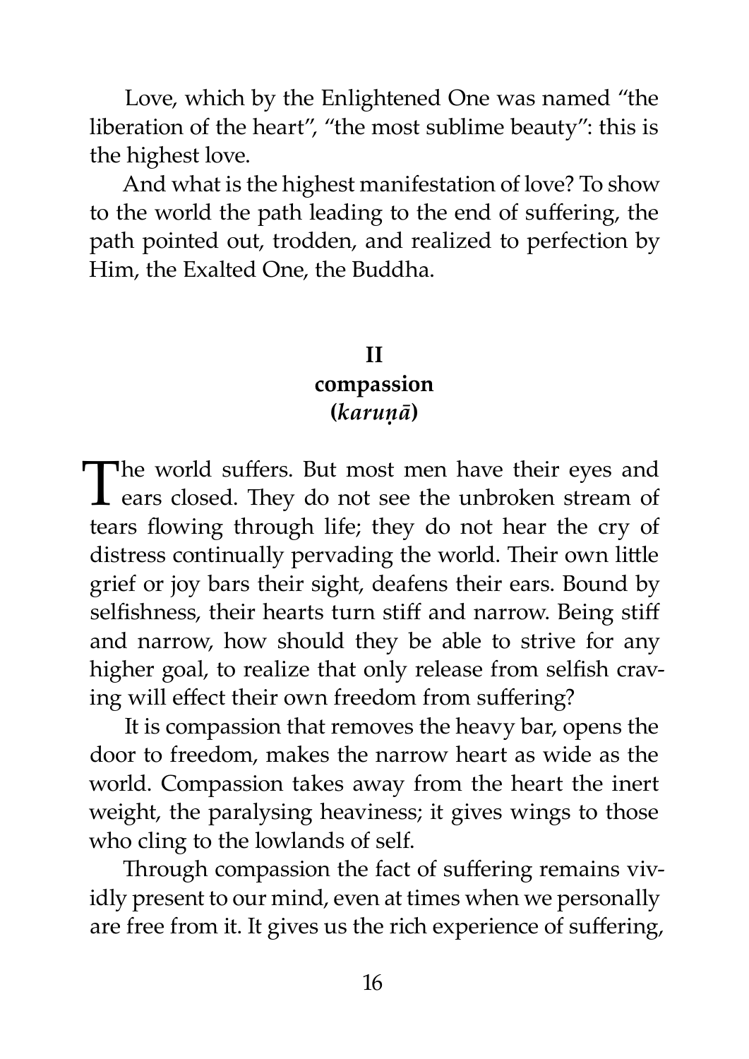Love, which by the Enlightened One was named "the liberation of the heart", "the most sublime beauty": this is the highest love.

And what is the highest manifestation of love? To show to the world the path leading to the end of suffering, the path pointed out, trodden, and realized to perfection by Him, the Exalted One, the Buddha.

## II
## compassion
## (*karuṇā*)

The world suffers. But most men have their eyes and ears closed. They do not see the unbroken stream of tears flowing through life; they do not hear the cry of distress continually pervading the world. Their own little grief or joy bars their sight, deafens their ears. Bound by selfishness, their hearts turn stiff and narrow. Being stiff and narrow, how should they be able to strive for any higher goal, to realize that only release from selfish craving will effect their own freedom from suffering?

It is compassion that removes the heavy bar, opens the door to freedom, makes the narrow heart as wide as the world. Compassion takes away from the heart the inert weight, the paralysing heaviness; it gives wings to those who cling to the lowlands of self.

Through compassion the fact of suffering remains vividly present to our mind, even at times when we personally are free from it. It gives us the rich experience of suffering,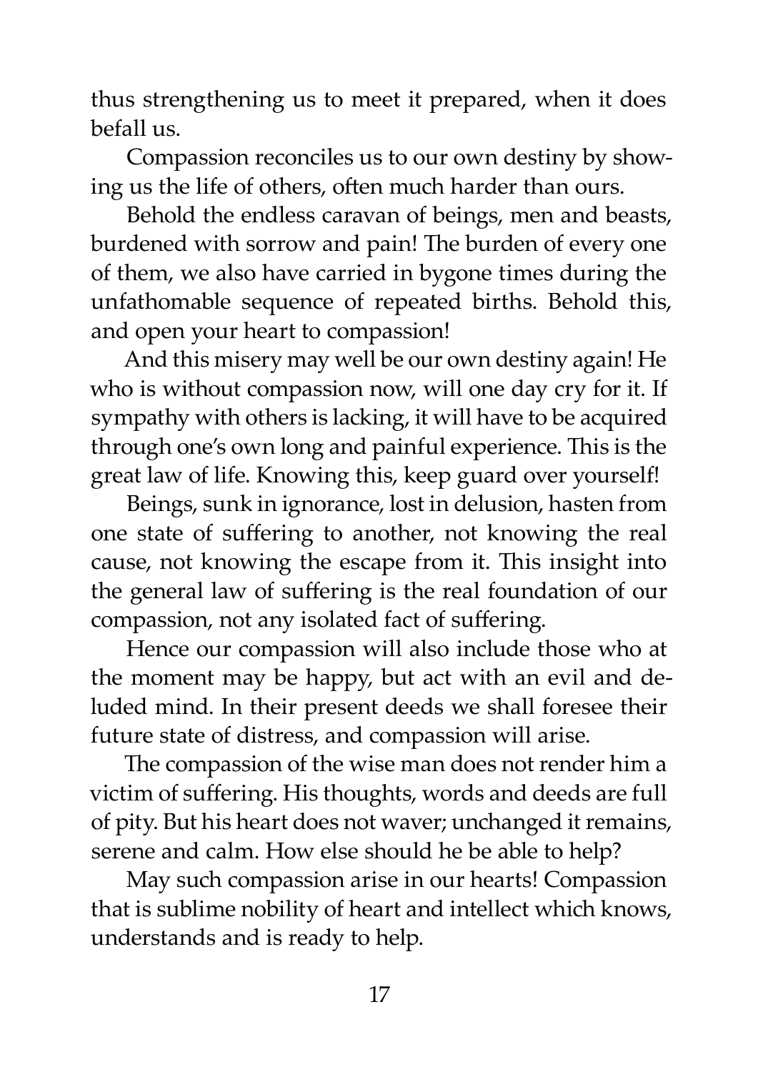thus strengthening us to meet it prepared, when it does befall us.

Compassion reconciles us to our own destiny by showing us the life of others, often much harder than ours.

Behold the endless caravan of beings, men and beasts, burdened with sorrow and pain! The burden of every one of them, we also have carried in bygone times during the unfathomable sequence of repeated births. Behold this, and open your heart to compassion!

And this misery may well be our own destiny again! He who is without compassion now, will one day cry for it. If sympathy with others is lacking, it will have to be acquired through one's own long and painful experience. This is the great law of life. Knowing this, keep guard over yourself!

Beings, sunk in ignorance, lost in delusion, hasten from one state of suffering to another, not knowing the real cause, not knowing the escape from it. This insight into the general law of suffering is the real foundation of our compassion, not any isolated fact of suffering.

Hence our compassion will also include those who at the moment may be happy, but act with an evil and deluded mind. In their present deeds we shall foresee their future state of distress, and compassion will arise.

The compassion of the wise man does not render him a victim of suffering. His thoughts, words and deeds are full of pity. But his heart does not waver; unchanged it remains, serene and calm. How else should he be able to help?

May such compassion arise in our hearts! Compassion that is sublime nobility of heart and intellect which knows, understands and is ready to help.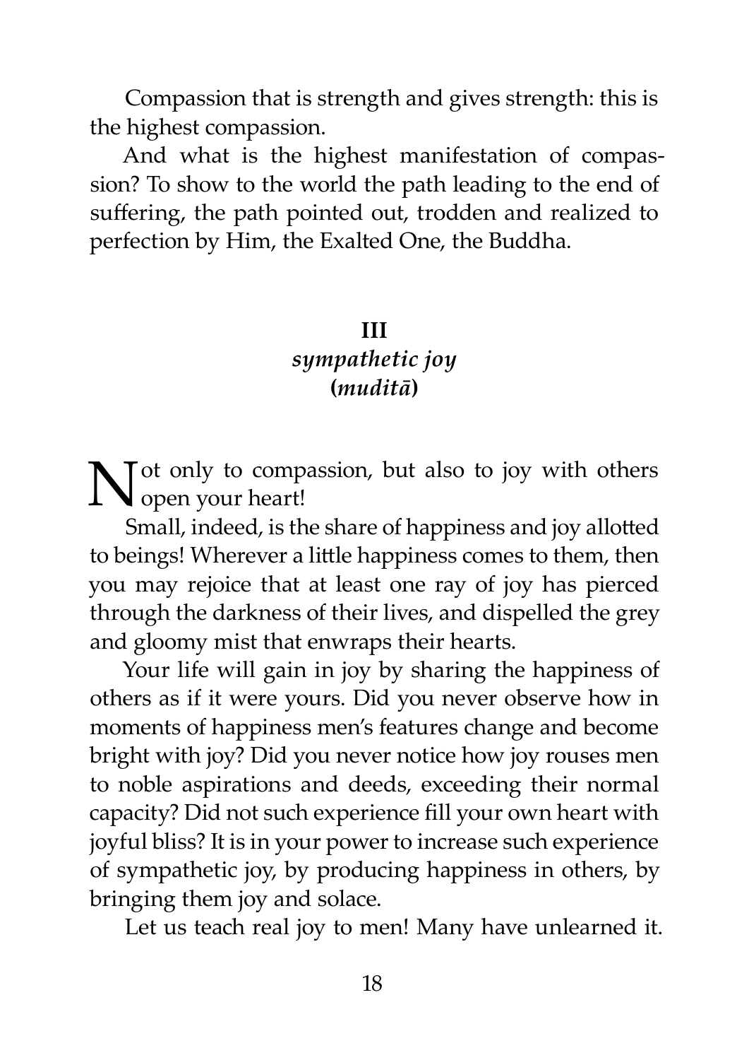Compassion that is strength and gives strength: this is the highest compassion.

And what is the highest manifestation of compassion? To show to the world the path leading to the end of suffering, the path pointed out, trodden and realized to perfection by Him, the Exalted One, the Buddha.

## III
## *sympathetic joy* **(*muditā*)**

Not only to compassion, but also to joy with others open your heart!

Small, indeed, is the share of happiness and joy allotted to beings! Wherever a little happiness comes to them, then you may rejoice that at least one ray of joy has pierced through the darkness of their lives, and dispelled the grey and gloomy mist that enwraps their hearts.

Your life will gain in joy by sharing the happiness of others as if it were yours. Did you never observe how in moments of happiness men's features change and become bright with joy? Did you never notice how joy rouses men to noble aspirations and deeds, exceeding their normal capacity? Did not such experience fill your own heart with joyful bliss? It is in your power to increase such experience of sympathetic joy, by producing happiness in others, by bringing them joy and solace.

Let us teach real joy to men! Many have unlearned it.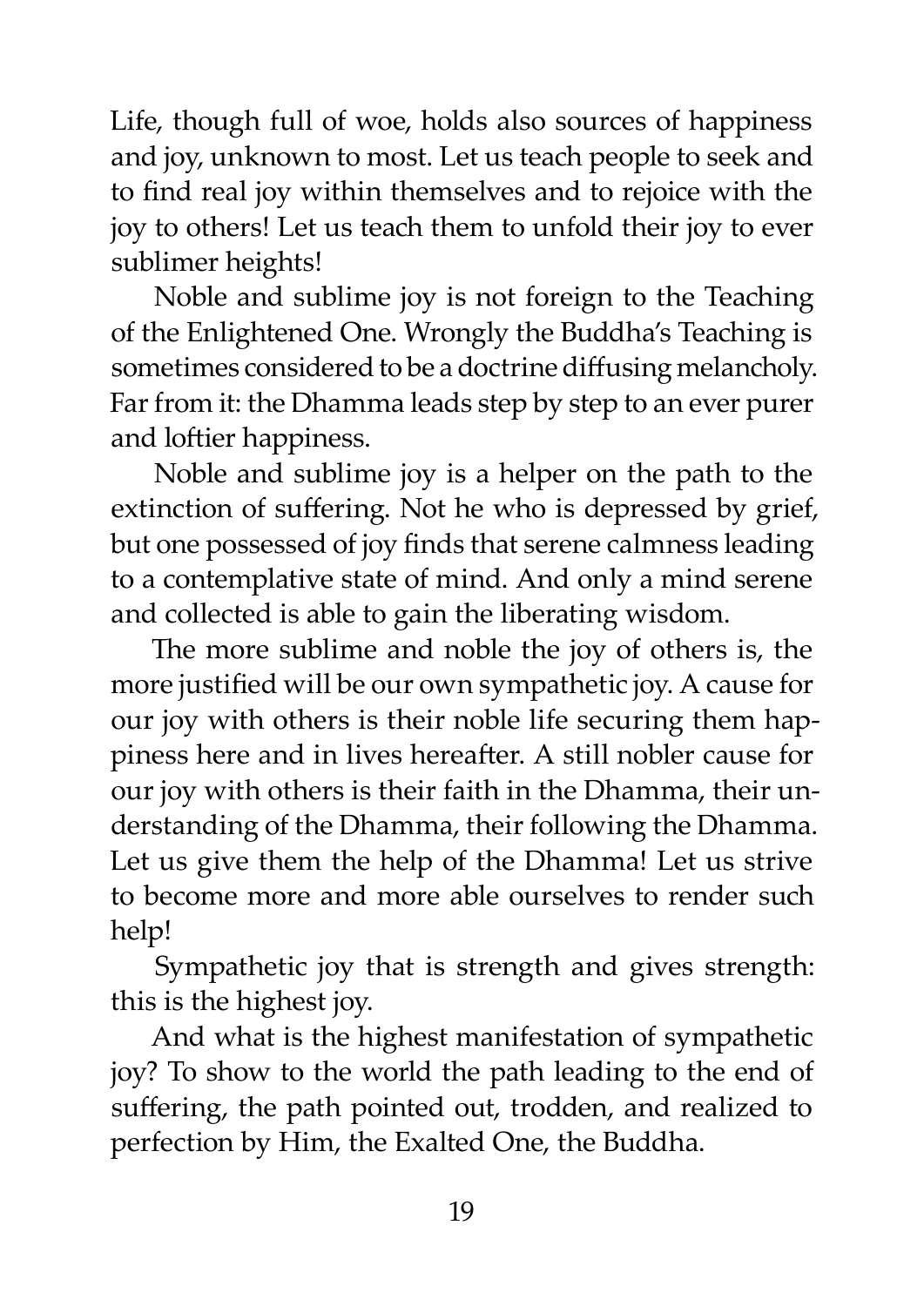Life, though full of woe, holds also sources of happiness and joy, unknown to most. Let us teach people to seek and to find real joy within themselves and to rejoice with the joy to others! Let us teach them to unfold their joy to ever sublimer heights!

Noble and sublime joy is not foreign to the Teaching of the Enlightened One. Wrongly the Buddha's Teaching is sometimes considered to be a doctrine diffusing melancholy. Far from it: the Dhamma leads step by step to an ever purer and loftier happiness.

Noble and sublime joy is a helper on the path to the extinction of suffering. Not he who is depressed by grief, but one possessed of joy finds that serene calmness leading to a contemplative state of mind. And only a mind serene and collected is able to gain the liberating wisdom.

The more sublime and noble the joy of others is, the more justified will be our own sympathetic joy. A cause for our joy with others is their noble life securing them happiness here and in lives hereafter. A still nobler cause for our joy with others is their faith in the Dhamma, their understanding of the Dhamma, their following the Dhamma. Let us give them the help of the Dhamma! Let us strive to become more and more able ourselves to render such help!

Sympathetic joy that is strength and gives strength: this is the highest joy.

And what is the highest manifestation of sympathetic joy? To show to the world the path leading to the end of suffering, the path pointed out, trodden, and realized to perfection by Him, the Exalted One, the Buddha.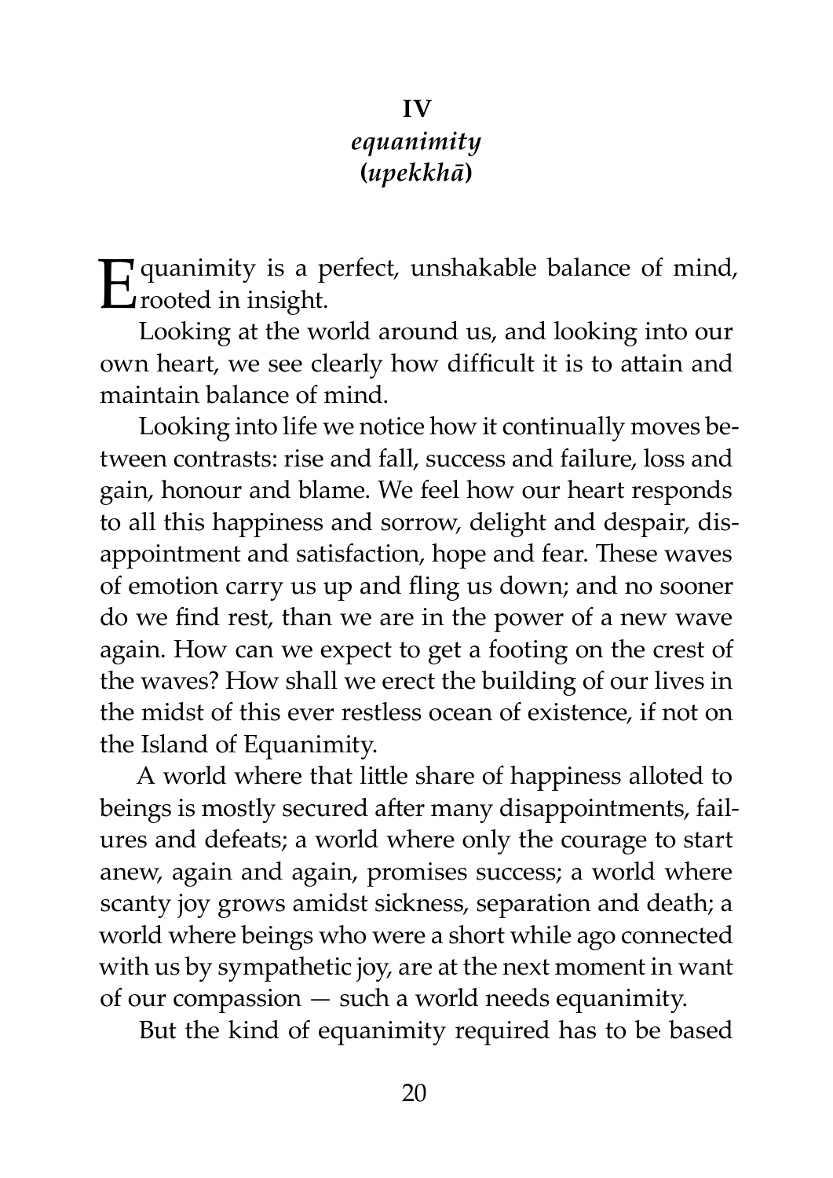## IV
## *equanimity*
## **(*upekkhā*)**

Equanimity is a perfect, unshakable balance of mind, rooted in insight.

Looking at the world around us, and looking into our own heart, we see clearly how difficult it is to attain and maintain balance of mind.

Looking into life we notice how it continually moves between contrasts: rise and fall, success and failure, loss and gain, honour and blame. We feel how our heart responds to all this happiness and sorrow, delight and despair, disappointment and satisfaction, hope and fear. These waves of emotion carry us up and fling us down; and no sooner do we find rest, than we are in the power of a new wave again. How can we expect to get a footing on the crest of the waves? How shall we erect the building of our lives in the midst of this ever restless ocean of existence, if not on the Island of Equanimity.

A world where that little share of happiness alloted to beings is mostly secured after many disappointments, failures and defeats; a world where only the courage to start anew, again and again, promises success; a world where scanty joy grows amidst sickness, separation and death; a world where beings who were a short while ago connected with us by sympathetic joy, are at the next moment in want of our compassion — such a world needs equanimity.

But the kind of equanimity required has to be based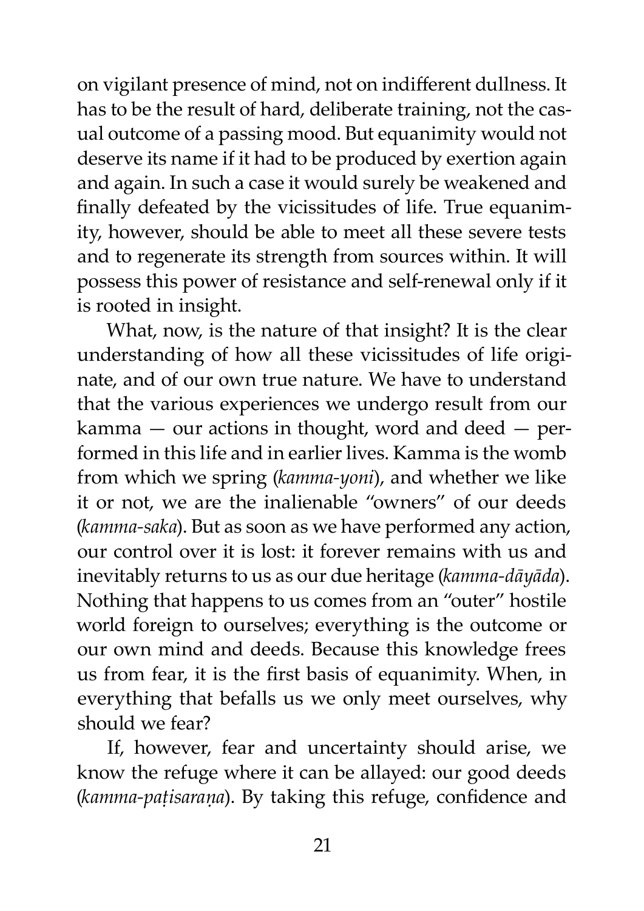on vigilant presence of mind, not on indifferent dullness. It has to be the result of hard, deliberate training, not the casual outcome of a passing mood. But equanimity would not deserve its name if it had to be produced by exertion again and again. In such a case it would surely be weakened and finally defeated by the vicissitudes of life. True equanimity, however, should be able to meet all these severe tests and to regenerate its strength from sources within. It will possess this power of resistance and self-renewal only if it is rooted in insight.

What, now, is the nature of that insight? It is the clear understanding of how all these vicissitudes of life originate, and of our own true nature. We have to understand that the various experiences we undergo result from our kamma — our actions in thought, word and deed — performed in this life and in earlier lives. Kamma is the womb from which we spring (*kamma-yoni*), and whether we like it or not, we are the inalienable "owners" of our deeds (*kamma-saka*). But as soon as we have performed any action, our control over it is lost: it forever remains with us and inevitably returns to us as our due heritage (*kamma-dāyāda*). Nothing that happens to us comes from an "outer" hostile world foreign to ourselves; everything is the outcome or our own mind and deeds. Because this knowledge frees us from fear, it is the first basis of equanimity. When, in everything that befalls us we only meet ourselves, why should we fear?

If, however, fear and uncertainty should arise, we know the refuge where it can be allayed: our good deeds (*kamma-paṭisaraṇa*). By taking this refuge, confidence and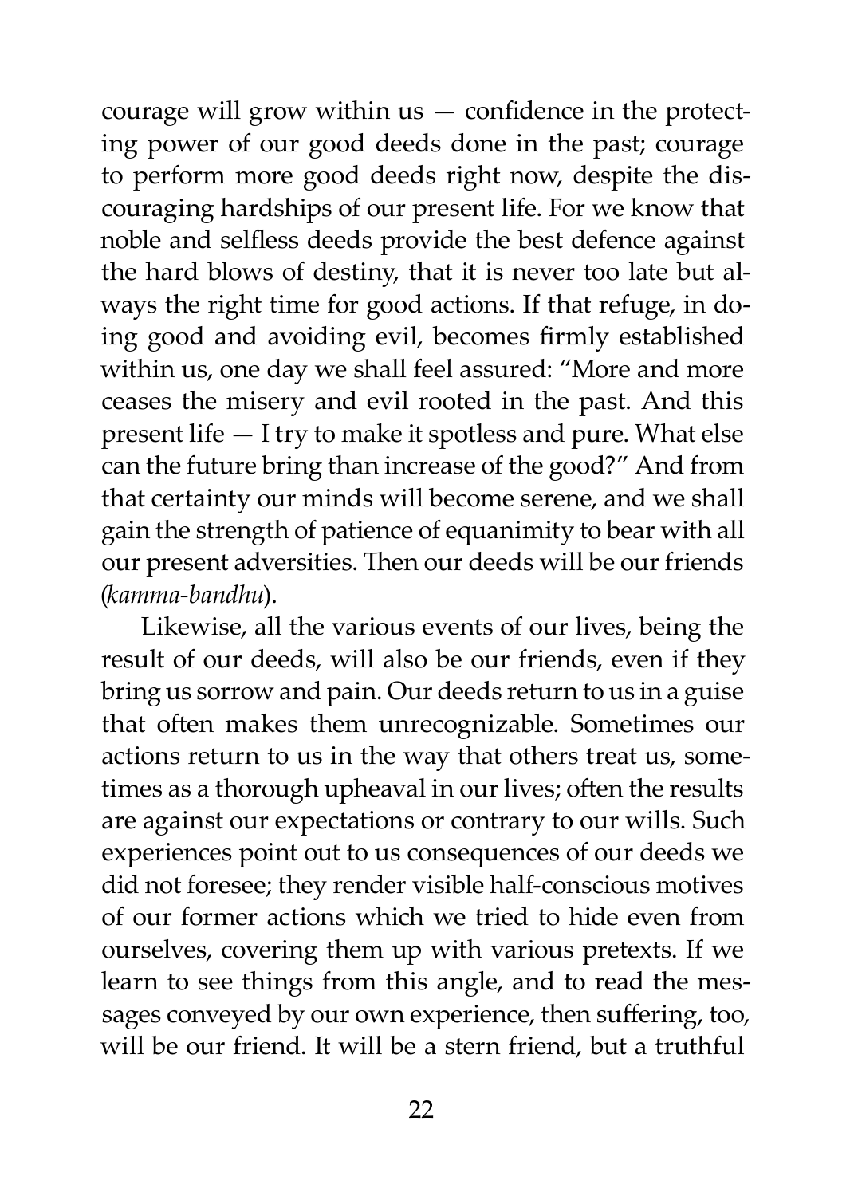courage will grow within us — confidence in the protecting power of our good deeds done in the past; courage to perform more good deeds right now, despite the discouraging hardships of our present life. For we know that noble and selfless deeds provide the best defence against the hard blows of destiny, that it is never too late but always the right time for good actions. If that refuge, in doing good and avoiding evil, becomes firmly established within us, one day we shall feel assured: "More and more ceases the misery and evil rooted in the past. And this present life — I try to make it spotless and pure. What else can the future bring than increase of the good?" And from that certainty our minds will become serene, and we shall gain the strength of patience of equanimity to bear with all our present adversities. Then our deeds will be our friends (*kamma-bandhu*).

Likewise, all the various events of our lives, being the result of our deeds, will also be our friends, even if they bring us sorrow and pain. Our deeds return to us in a guise that often makes them unrecognizable. Sometimes our actions return to us in the way that others treat us, sometimes as a thorough upheaval in our lives; often the results are against our expectations or contrary to our wills. Such experiences point out to us consequences of our deeds we did not foresee; they render visible half-conscious motives of our former actions which we tried to hide even from ourselves, covering them up with various pretexts. If we learn to see things from this angle, and to read the messages conveyed by our own experience, then suffering, too, will be our friend. It will be a stern friend, but a truthful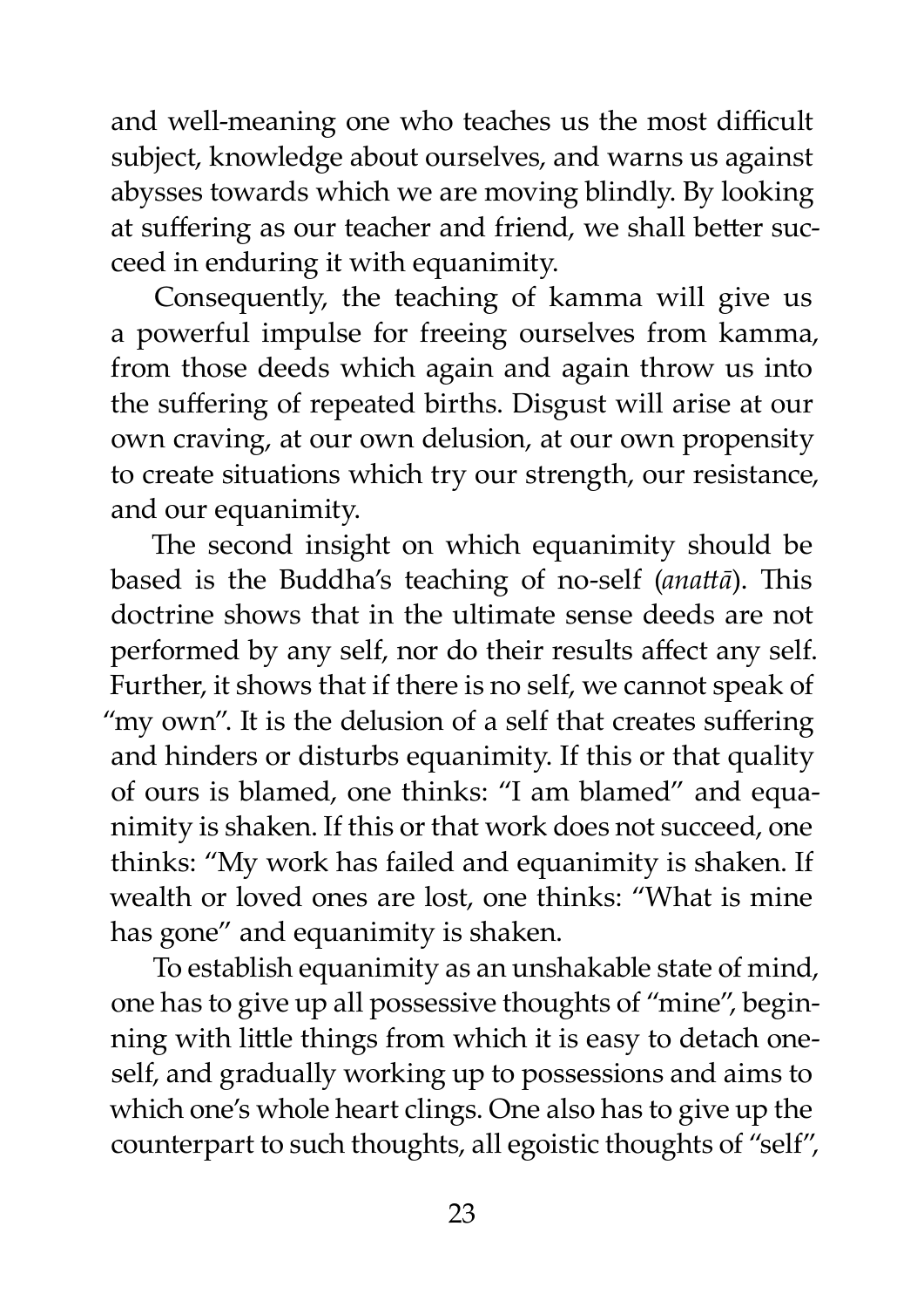and well-meaning one who teaches us the most difficult subject, knowledge about ourselves, and warns us against abysses towards which we are moving blindly. By looking at suffering as our teacher and friend, we shall better succeed in enduring it with equanimity.

Consequently, the teaching of kamma will give us a powerful impulse for freeing ourselves from kamma, from those deeds which again and again throw us into the suffering of repeated births. Disgust will arise at our own craving, at our own delusion, at our own propensity to create situations which try our strength, our resistance, and our equanimity.

The second insight on which equanimity should be based is the Buddha's teaching of no-self (*anattā*). This doctrine shows that in the ultimate sense deeds are not performed by any self, nor do their results affect any self. Further, it shows that if there is no self, we cannot speak of "my own". It is the delusion of a self that creates suffering and hinders or disturbs equanimity. If this or that quality of ours is blamed, one thinks: "I am blamed" and equanimity is shaken. If this or that work does not succeed, one thinks: "My work has failed and equanimity is shaken. If wealth or loved ones are lost, one thinks: "What is mine has gone" and equanimity is shaken.

To establish equanimity as an unshakable state of mind, one has to give up all possessive thoughts of "mine", beginning with little things from which it is easy to detach oneself, and gradually working up to possessions and aims to which one's whole heart clings. One also has to give up the counterpart to such thoughts, all egoistic thoughts of "self",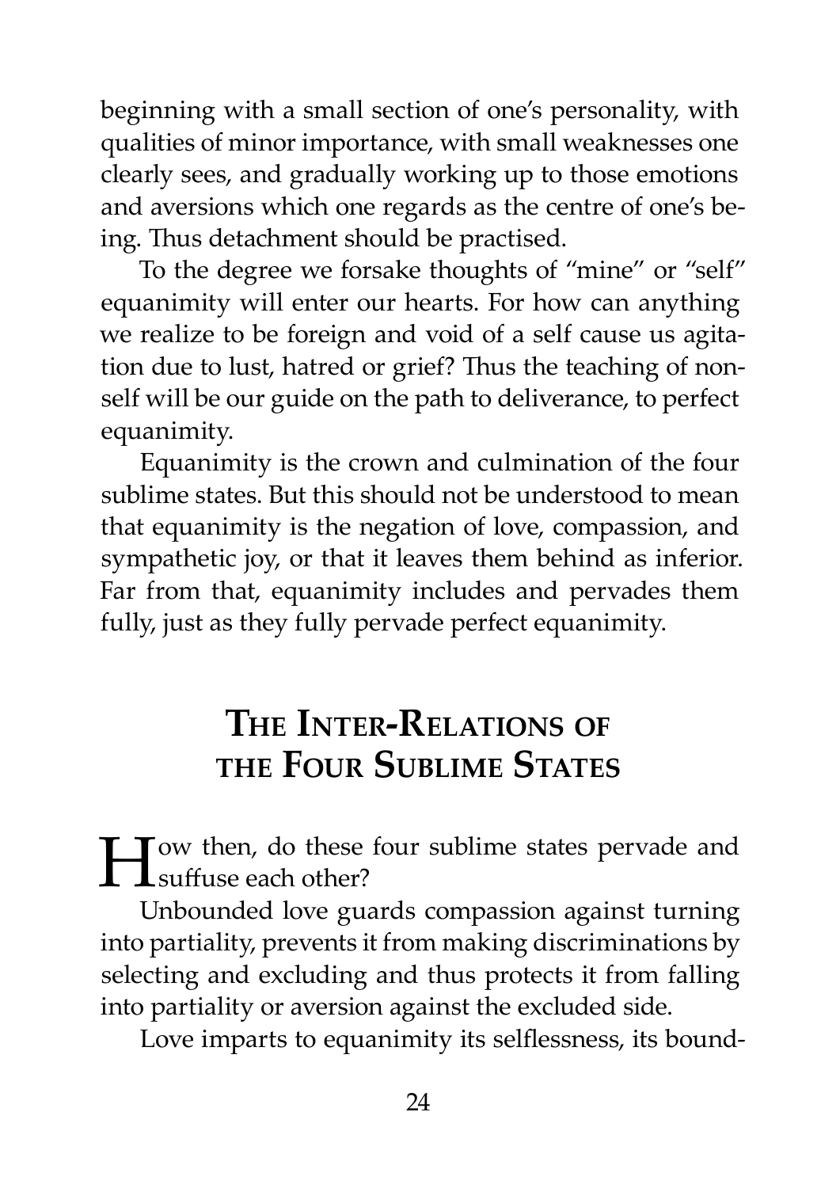beginning with a small section of one's personality, with qualities of minor importance, with small weaknesses one clearly sees, and gradually working up to those emotions and aversions which one regards as the centre of one's being. Thus detachment should be practised.

To the degree we forsake thoughts of "mine" or "self" equanimity will enter our hearts. For how can anything we realize to be foreign and void of a self cause us agitation due to lust, hatred or grief? Thus the teaching of non-self will be our guide on the path to deliverance, to perfect equanimity.

Equanimity is the crown and culmination of the four sublime states. But this should not be understood to mean that equanimity is the negation of love, compassion, and sympathetic joy, or that it leaves them behind as inferior. Far from that, equanimity includes and pervades them fully, just as they fully pervade perfect equanimity.

## The Inter-Relations of the Four Sublime States

How then, do these four sublime states pervade and suffuse each other?

Unbounded love guards compassion against turning into partiality, prevents it from making discriminations by selecting and excluding and thus protects it from falling into partiality or aversion against the excluded side.

Love imparts to equanimity its selflessness, its bound-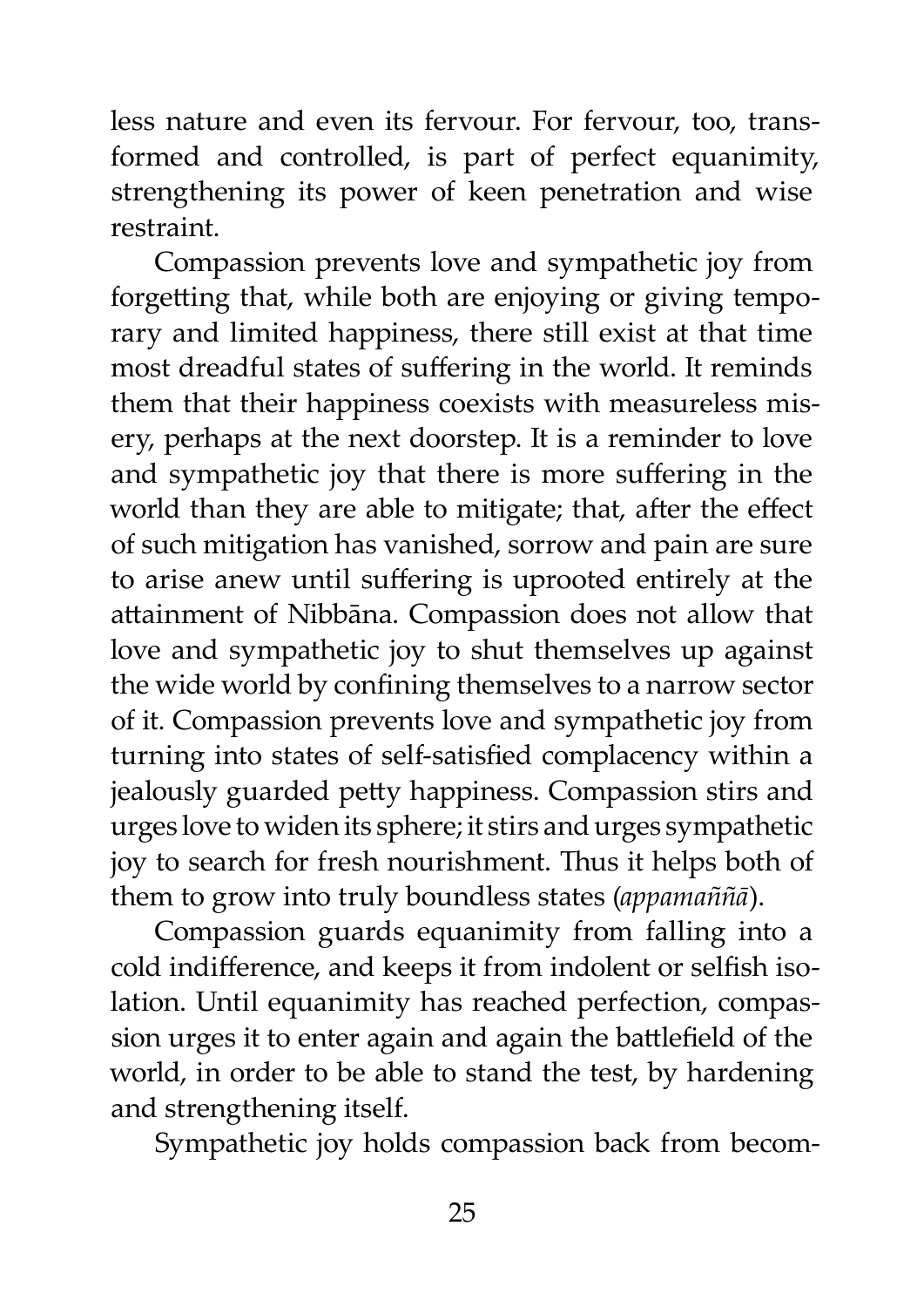less nature and even its fervour. For fervour, too, transformed and controlled, is part of perfect equanimity, strengthening its power of keen penetration and wise restraint.

Compassion prevents love and sympathetic joy from forgetting that, while both are enjoying or giving temporary and limited happiness, there still exist at that time most dreadful states of suffering in the world. It reminds them that their happiness coexists with measureless misery, perhaps at the next doorstep. It is a reminder to love and sympathetic joy that there is more suffering in the world than they are able to mitigate; that, after the effect of such mitigation has vanished, sorrow and pain are sure to arise anew until suffering is uprooted entirely at the attainment of Nibbāna. Compassion does not allow that love and sympathetic joy to shut themselves up against the wide world by confining themselves to a narrow sector of it. Compassion prevents love and sympathetic joy from turning into states of self-satisfied complacency within a jealously guarded petty happiness. Compassion stirs and urges love to widen its sphere; it stirs and urges sympathetic joy to search for fresh nourishment. Thus it helps both of them to grow into truly boundless states (*appamaññā*).

Compassion guards equanimity from falling into a cold indifference, and keeps it from indolent or selfish isolation. Until equanimity has reached perfection, compassion urges it to enter again and again the battlefield of the world, in order to be able to stand the test, by hardening and strengthening itself.

Sympathetic joy holds compassion back from becom-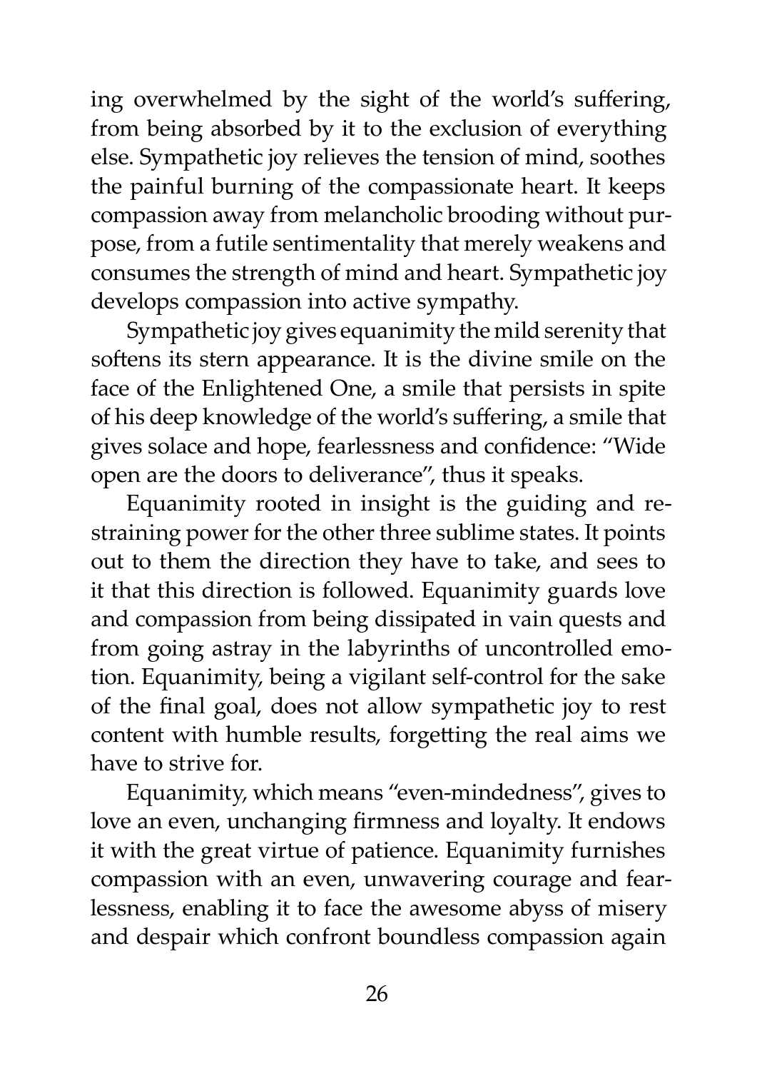ing overwhelmed by the sight of the world's suffering, from being absorbed by it to the exclusion of everything else. Sympathetic joy relieves the tension of mind, soothes the painful burning of the compassionate heart. It keeps compassion away from melancholic brooding without purpose, from a futile sentimentality that merely weakens and consumes the strength of mind and heart. Sympathetic joy develops compassion into active sympathy.

Sympathetic joy gives equanimity the mild serenity that softens its stern appearance. It is the divine smile on the face of the Enlightened One, a smile that persists in spite of his deep knowledge of the world's suffering, a smile that gives solace and hope, fearlessness and confidence: "Wide open are the doors to deliverance", thus it speaks.

Equanimity rooted in insight is the guiding and restraining power for the other three sublime states. It points out to them the direction they have to take, and sees to it that this direction is followed. Equanimity guards love and compassion from being dissipated in vain quests and from going astray in the labyrinths of uncontrolled emotion. Equanimity, being a vigilant self-control for the sake of the final goal, does not allow sympathetic joy to rest content with humble results, forgetting the real aims we have to strive for.

Equanimity, which means "even-mindedness", gives to love an even, unchanging firmness and loyalty. It endows it with the great virtue of patience. Equanimity furnishes compassion with an even, unwavering courage and fearlessness, enabling it to face the awesome abyss of misery and despair which confront boundless compassion again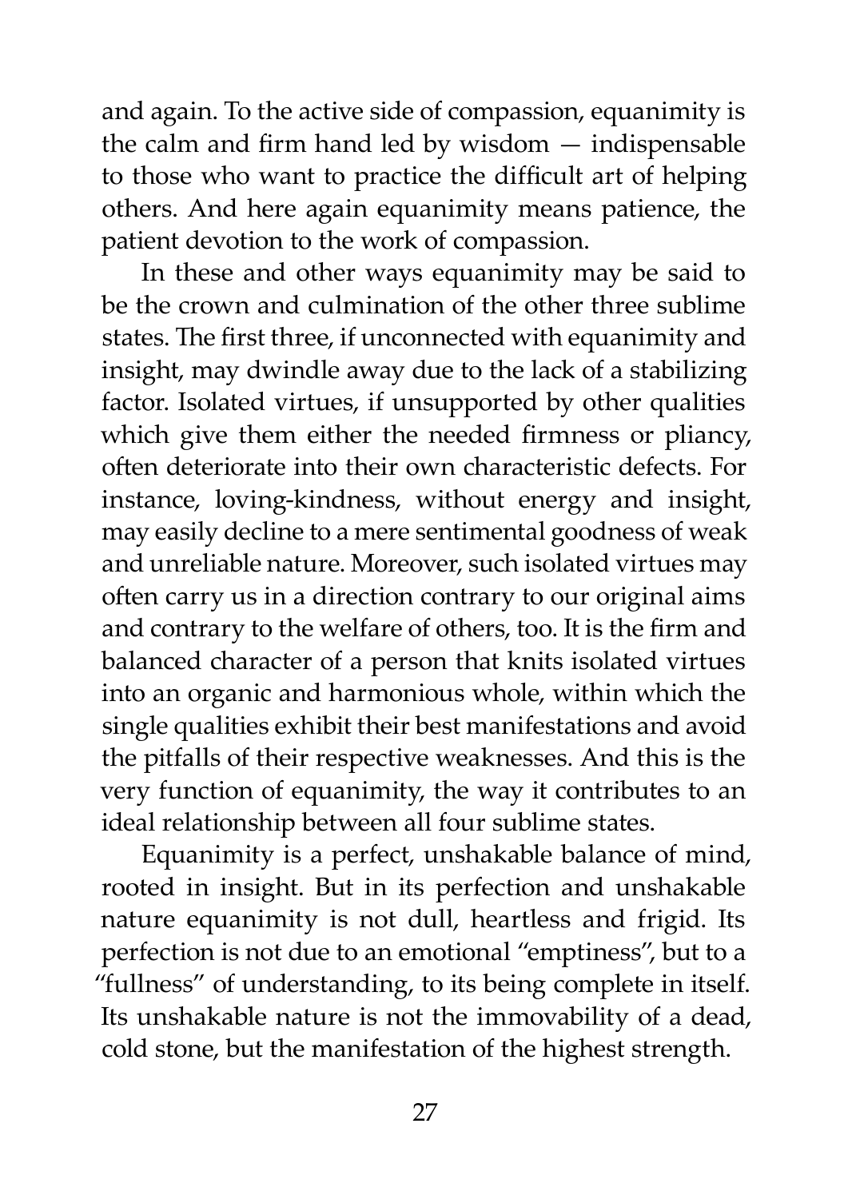and again. To the active side of compassion, equanimity is the calm and firm hand led by wisdom — indispensable to those who want to practice the difficult art of helping others. And here again equanimity means patience, the patient devotion to the work of compassion.

In these and other ways equanimity may be said to be the crown and culmination of the other three sublime states. The first three, if unconnected with equanimity and insight, may dwindle away due to the lack of a stabilizing factor. Isolated virtues, if unsupported by other qualities which give them either the needed firmness or pliancy, often deteriorate into their own characteristic defects. For instance, loving-kindness, without energy and insight, may easily decline to a mere sentimental goodness of weak and unreliable nature. Moreover, such isolated virtues may often carry us in a direction contrary to our original aims and contrary to the welfare of others, too. It is the firm and balanced character of a person that knits isolated virtues into an organic and harmonious whole, within which the single qualities exhibit their best manifestations and avoid the pitfalls of their respective weaknesses. And this is the very function of equanimity, the way it contributes to an ideal relationship between all four sublime states.

Equanimity is a perfect, unshakable balance of mind, rooted in insight. But in its perfection and unshakable nature equanimity is not dull, heartless and frigid. Its perfection is not due to an emotional "emptiness", but to a "fullness" of understanding, to its being complete in itself. Its unshakable nature is not the immovability of a dead, cold stone, but the manifestation of the highest strength.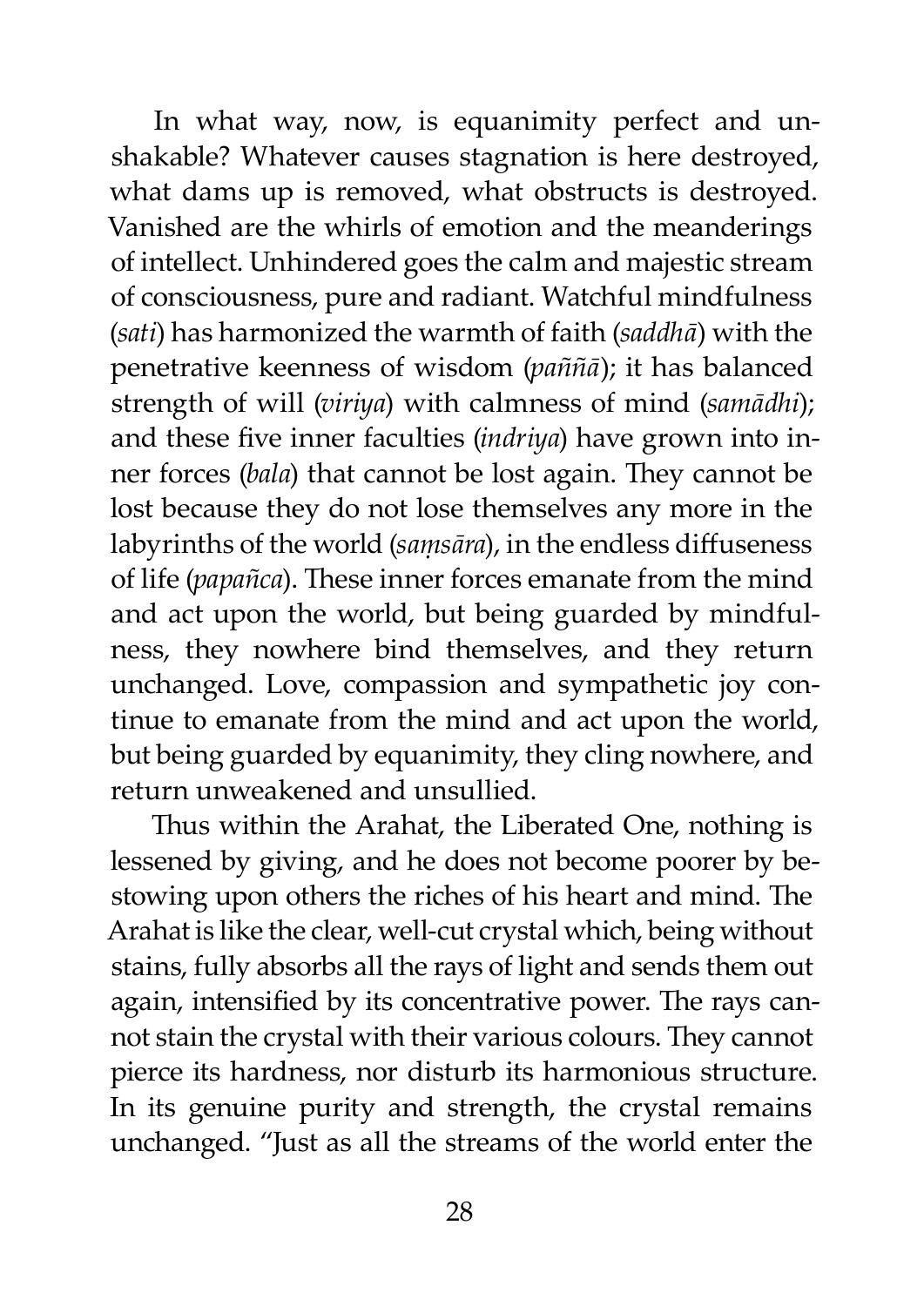In what way, now, is equanimity perfect and unshakable? Whatever causes stagnation is here destroyed, what dams up is removed, what obstructs is destroyed. Vanished are the whirls of emotion and the meanderings of intellect. Unhindered goes the calm and majestic stream of consciousness, pure and radiant. Watchful mindfulness (*sati*) has harmonized the warmth of faith (*saddhā*) with the penetrative keenness of wisdom (*paññā*); it has balanced strength of will (*viriya*) with calmness of mind (*samādhi*); and these five inner faculties (*indriya*) have grown into inner forces (*bala*) that cannot be lost again. They cannot be lost because they do not lose themselves any more in the labyrinths of the world (*saṃsāra*), in the endless diffuseness of life (*papañca*). These inner forces emanate from the mind and act upon the world, but being guarded by mindfulness, they nowhere bind themselves, and they return unchanged. Love, compassion and sympathetic joy continue to emanate from the mind and act upon the world, but being guarded by equanimity, they cling nowhere, and return unweakened and unsullied.

Thus within the Arahat, the Liberated One, nothing is lessened by giving, and he does not become poorer by bestowing upon others the riches of his heart and mind. The Arahat is like the clear, well-cut crystal which, being without stains, fully absorbs all the rays of light and sends them out again, intensified by its concentrative power. The rays cannot stain the crystal with their various colours. They cannot pierce its hardness, nor disturb its harmonious structure. In its genuine purity and strength, the crystal remains unchanged. "Just as all the streams of the world enter the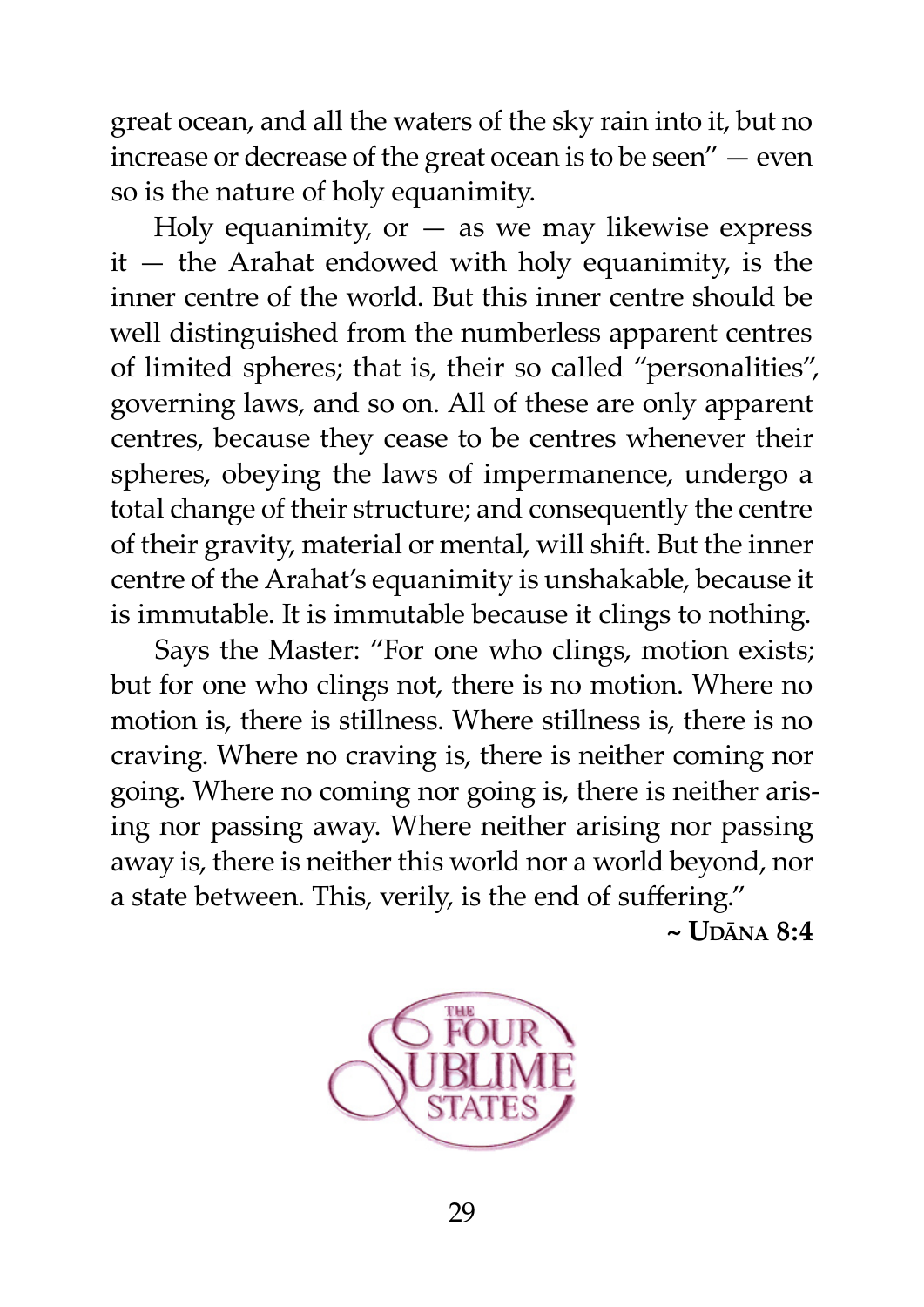great ocean, and all the waters of the sky rain into it, but no increase or decrease of the great ocean is to be seen" — even so is the nature of holy equanimity.

Holy equanimity, or — as we may likewise express it — the Arahat endowed with holy equanimity, is the inner centre of the world. But this inner centre should be well distinguished from the numberless apparent centres of limited spheres; that is, their so called "personalities", governing laws, and so on. All of these are only apparent centres, because they cease to be centres whenever their spheres, obeying the laws of impermanence, undergo a total change of their structure; and consequently the centre of their gravity, material or mental, will shift. But the inner centre of the Arahat's equanimity is unshakable, because it is immutable. It is immutable because it clings to nothing.

Says the Master: "For one who clings, motion exists; but for one who clings not, there is no motion. Where no motion is, there is stillness. Where stillness is, there is no craving. Where no craving is, there is neither coming nor going. Where no coming nor going is, there is neither arising nor passing away. Where neither arising nor passing away is, there is neither this world nor a world beyond, nor a state between. This, verily, is the end of suffering."

**~ Udāna 8:4**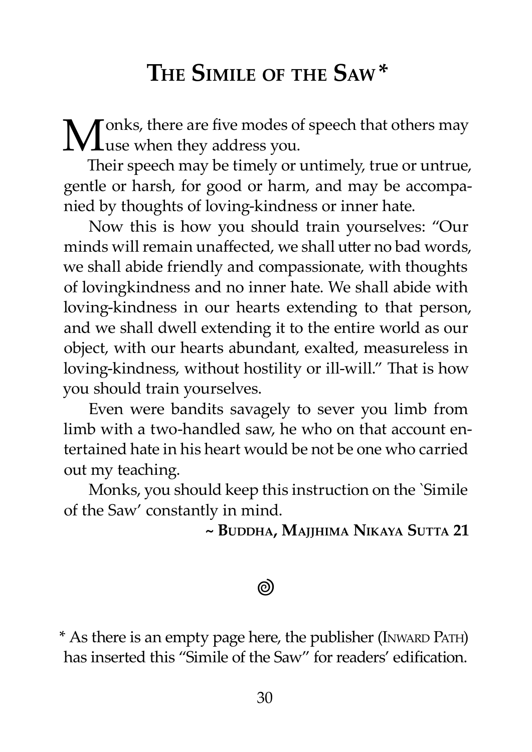# The Simile of the Saw*

Monks, there are five modes of speech that others may use when they address you.

Their speech may be timely or untimely, true or untrue, gentle or harsh, for good or harm, and may be accompanied by thoughts of loving-kindness or inner hate.

Now this is how you should train yourselves: "Our minds will remain unaffected, we shall utter no bad words, we shall abide friendly and compassionate, with thoughts of lovingkindness and no inner hate. We shall abide with loving-kindness in our hearts extending to that person, and we shall dwell extending it to the entire world as our object, with our hearts abundant, exalted, measureless in loving-kindness, without hostility or ill-will." That is how you should train yourselves.

Even were bandits savagely to sever you limb from limb with a two-handled saw, he who on that account entertained hate in his heart would be not be one who carried out my teaching.

Monks, you should keep this instruction on the `Simile of the Saw' constantly in mind.

**~ Buddha, Majjhima Nikaya Sutta 21**

* As there is an empty page here, the publisher (Inward Path) has inserted this "Simile of the Saw" for readers' edification.